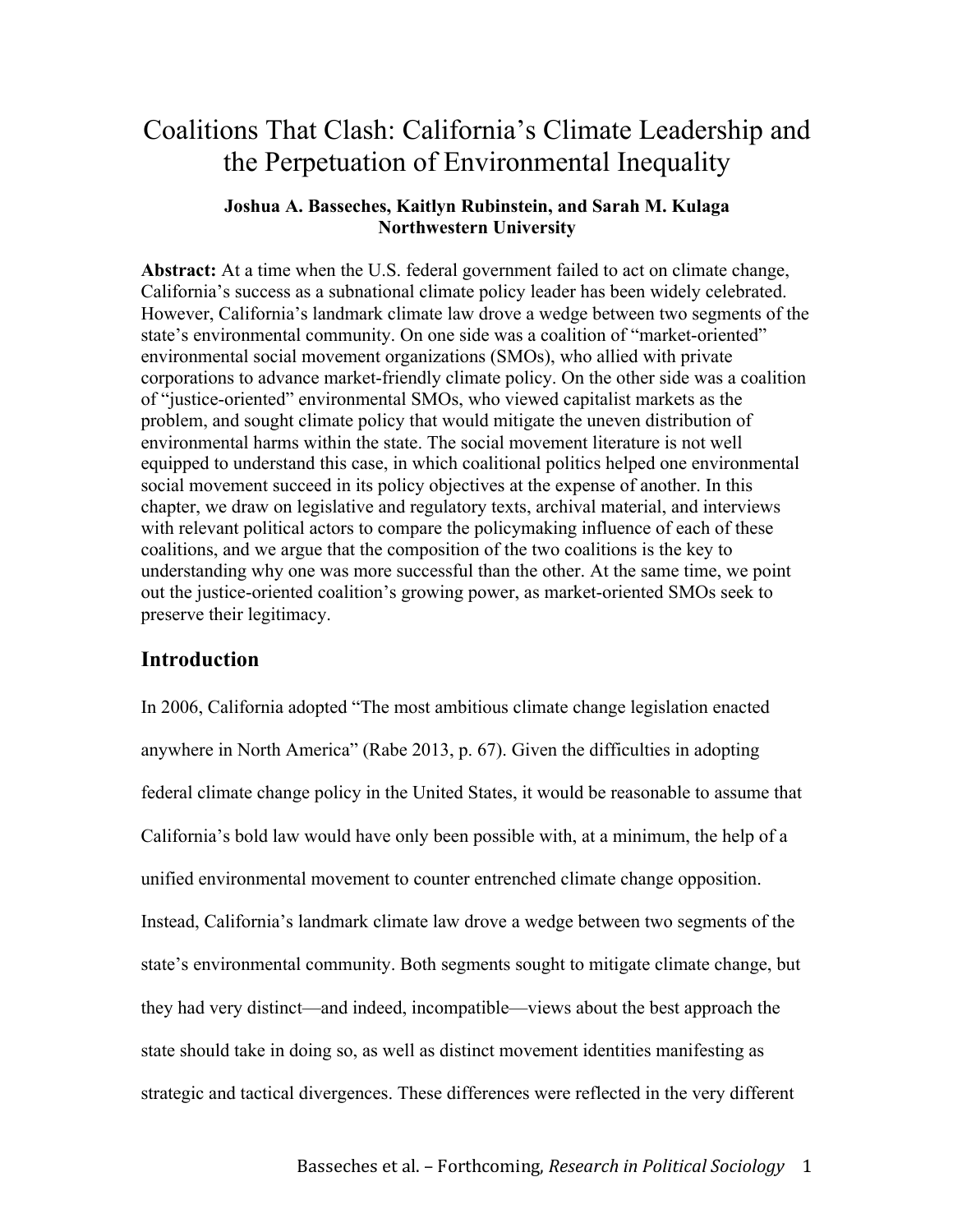# Coalitions That Clash: California's Climate Leadership and the Perpetuation of Environmental Inequality

**Joshua A. Basseches, Kaitlyn Rubinstein, and Sarah M. Kulaga**
**Northwestern University**

**Abstract:** At a time when the U.S. federal government failed to act on climate change, California's success as a subnational climate policy leader has been widely celebrated. However, California's landmark climate law drove a wedge between two segments of the state's environmental community. On one side was a coalition of "market-oriented" environmental social movement organizations (SMOs), who allied with private corporations to advance market-friendly climate policy. On the other side was a coalition of "justice-oriented" environmental SMOs, who viewed capitalist markets as the problem, and sought climate policy that would mitigate the uneven distribution of environmental harms within the state. The social movement literature is not well equipped to understand this case, in which coalitional politics helped one environmental social movement succeed in its policy objectives at the expense of another. In this chapter, we draw on legislative and regulatory texts, archival material, and interviews with relevant political actors to compare the policymaking influence of each of these coalitions, and we argue that the composition of the two coalitions is the key to understanding why one was more successful than the other. At the same time, we point out the justice-oriented coalition's growing power, as market-oriented SMOs seek to preserve their legitimacy.

## Introduction

In 2006, California adopted "The most ambitious climate change legislation enacted anywhere in North America" (Rabe 2013, p. 67). Given the difficulties in adopting federal climate change policy in the United States, it would be reasonable to assume that California's bold law would have only been possible with, at a minimum, the help of a unified environmental movement to counter entrenched climate change opposition. Instead, California's landmark climate law drove a wedge between two segments of the state's environmental community. Both segments sought to mitigate climate change, but they had very distinct—and indeed, incompatible—views about the best approach the state should take in doing so, as well as distinct movement identities manifesting as strategic and tactical divergences. These differences were reflected in the very different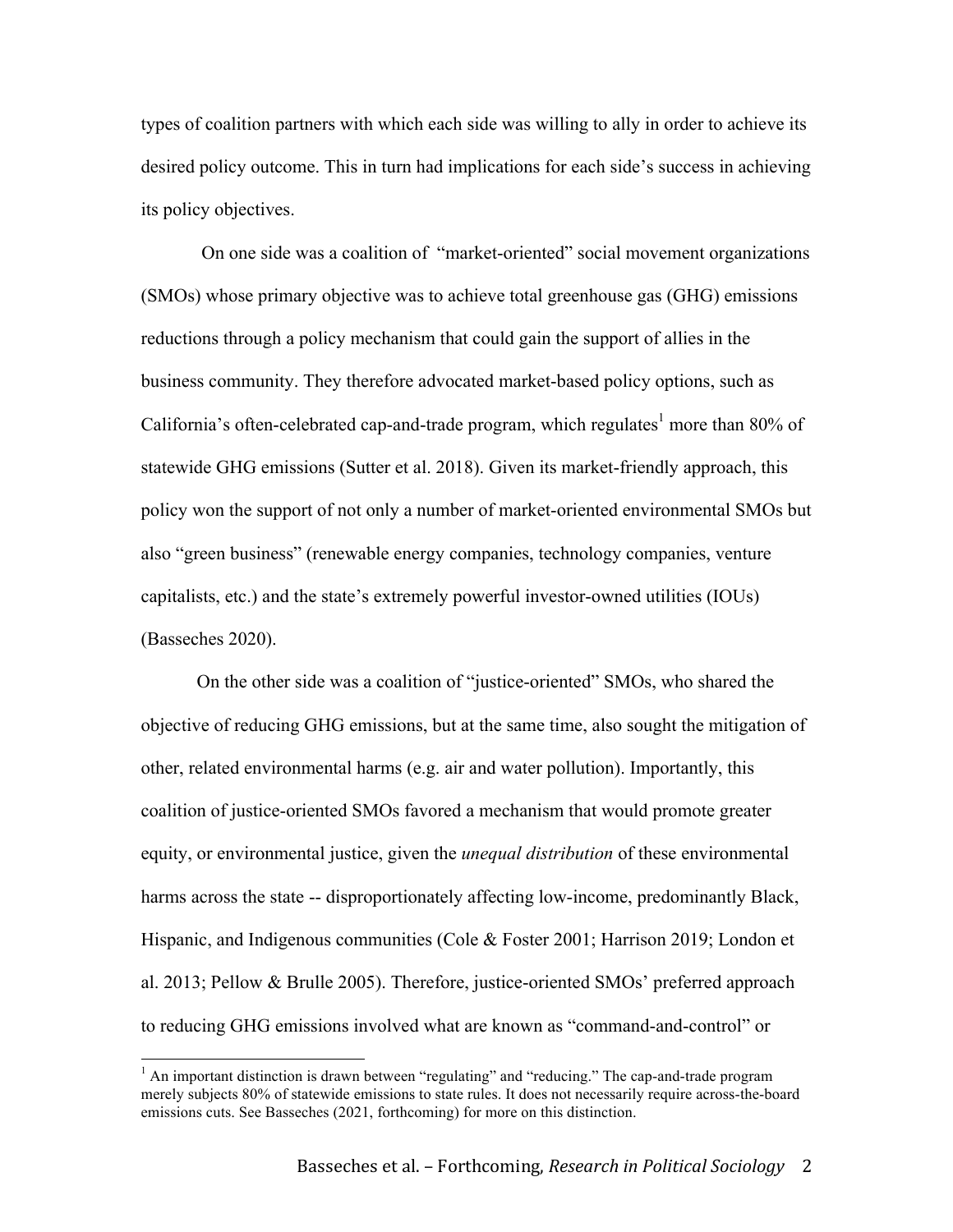types of coalition partners with which each side was willing to ally in order to achieve its desired policy outcome. This in turn had implications for each side's success in achieving its policy objectives.

On one side was a coalition of "market-oriented" social movement organizations (SMOs) whose primary objective was to achieve total greenhouse gas (GHG) emissions reductions through a policy mechanism that could gain the support of allies in the business community. They therefore advocated market-based policy options, such as California's often-celebrated cap-and-trade program, which regulates[1] more than 80% of statewide GHG emissions (Sutter et al. 2018). Given its market-friendly approach, this policy won the support of not only a number of market-oriented environmental SMOs but also "green business" (renewable energy companies, technology companies, venture capitalists, etc.) and the state's extremely powerful investor-owned utilities (IOUs) (Basseches 2020).

On the other side was a coalition of "justice-oriented" SMOs, who shared the objective of reducing GHG emissions, but at the same time, also sought the mitigation of other, related environmental harms (e.g. air and water pollution). Importantly, this coalition of justice-oriented SMOs favored a mechanism that would promote greater equity, or environmental justice, given the *unequal distribution* of these environmental harms across the state -- disproportionately affecting low-income, predominantly Black, Hispanic, and Indigenous communities (Cole & Foster 2001; Harrison 2019; London et al. 2013; Pellow & Brulle 2005). Therefore, justice-oriented SMOs' preferred approach to reducing GHG emissions involved what are known as "command-and-control" or

[1] An important distinction is drawn between "regulating" and "reducing." The cap-and-trade program merely subjects 80% of statewide emissions to state rules. It does not necessarily require across-the-board emissions cuts. See Basseches (2021, forthcoming) for more on this distinction.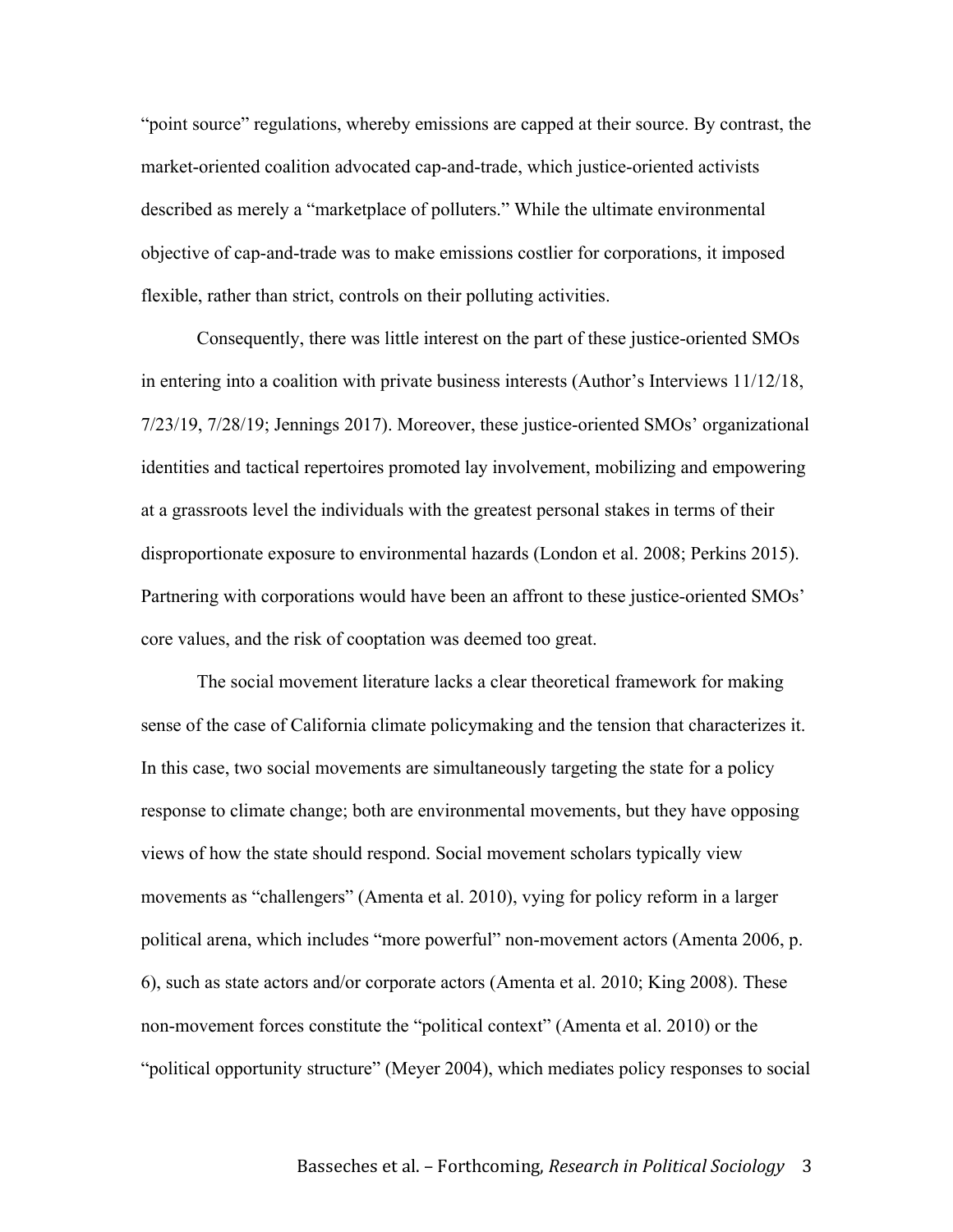"point source" regulations, whereby emissions are capped at their source. By contrast, the market-oriented coalition advocated cap-and-trade, which justice-oriented activists described as merely a "marketplace of polluters." While the ultimate environmental objective of cap-and-trade was to make emissions costlier for corporations, it imposed flexible, rather than strict, controls on their polluting activities.

Consequently, there was little interest on the part of these justice-oriented SMOs in entering into a coalition with private business interests (Author's Interviews 11/12/18, 7/23/19, 7/28/19; Jennings 2017). Moreover, these justice-oriented SMOs' organizational identities and tactical repertoires promoted lay involvement, mobilizing and empowering at a grassroots level the individuals with the greatest personal stakes in terms of their disproportionate exposure to environmental hazards (London et al. 2008; Perkins 2015). Partnering with corporations would have been an affront to these justice-oriented SMOs' core values, and the risk of cooptation was deemed too great.

The social movement literature lacks a clear theoretical framework for making sense of the case of California climate policymaking and the tension that characterizes it. In this case, two social movements are simultaneously targeting the state for a policy response to climate change; both are environmental movements, but they have opposing views of how the state should respond. Social movement scholars typically view movements as "challengers" (Amenta et al. 2010), vying for policy reform in a larger political arena, which includes "more powerful" non-movement actors (Amenta 2006, p. 6), such as state actors and/or corporate actors (Amenta et al. 2010; King 2008). These non-movement forces constitute the "political context" (Amenta et al. 2010) or the "political opportunity structure" (Meyer 2004), which mediates policy responses to social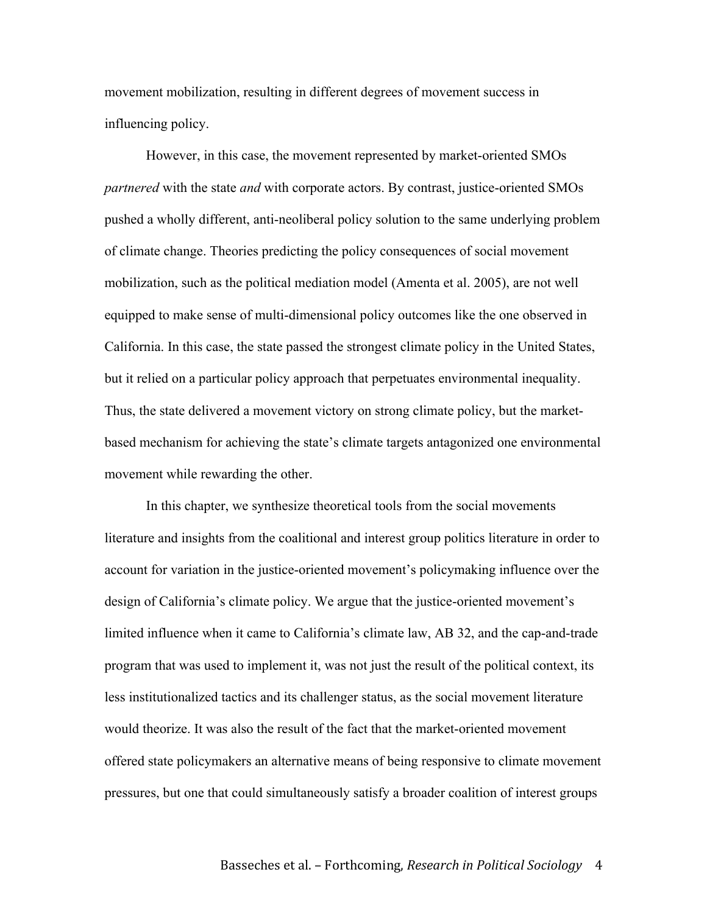movement mobilization, resulting in different degrees of movement success in influencing policy.

However, in this case, the movement represented by market-oriented SMOs *partnered* with the state *and* with corporate actors. By contrast, justice-oriented SMOs pushed a wholly different, anti-neoliberal policy solution to the same underlying problem of climate change. Theories predicting the policy consequences of social movement mobilization, such as the political mediation model (Amenta et al. 2005), are not well equipped to make sense of multi-dimensional policy outcomes like the one observed in California. In this case, the state passed the strongest climate policy in the United States, but it relied on a particular policy approach that perpetuates environmental inequality. Thus, the state delivered a movement victory on strong climate policy, but the market-based mechanism for achieving the state's climate targets antagonized one environmental movement while rewarding the other.

In this chapter, we synthesize theoretical tools from the social movements literature and insights from the coalitional and interest group politics literature in order to account for variation in the justice-oriented movement's policymaking influence over the design of California's climate policy. We argue that the justice-oriented movement's limited influence when it came to California's climate law, AB 32, and the cap-and-trade program that was used to implement it, was not just the result of the political context, its less institutionalized tactics and its challenger status, as the social movement literature would theorize. It was also the result of the fact that the market-oriented movement offered state policymakers an alternative means of being responsive to climate movement pressures, but one that could simultaneously satisfy a broader coalition of interest groups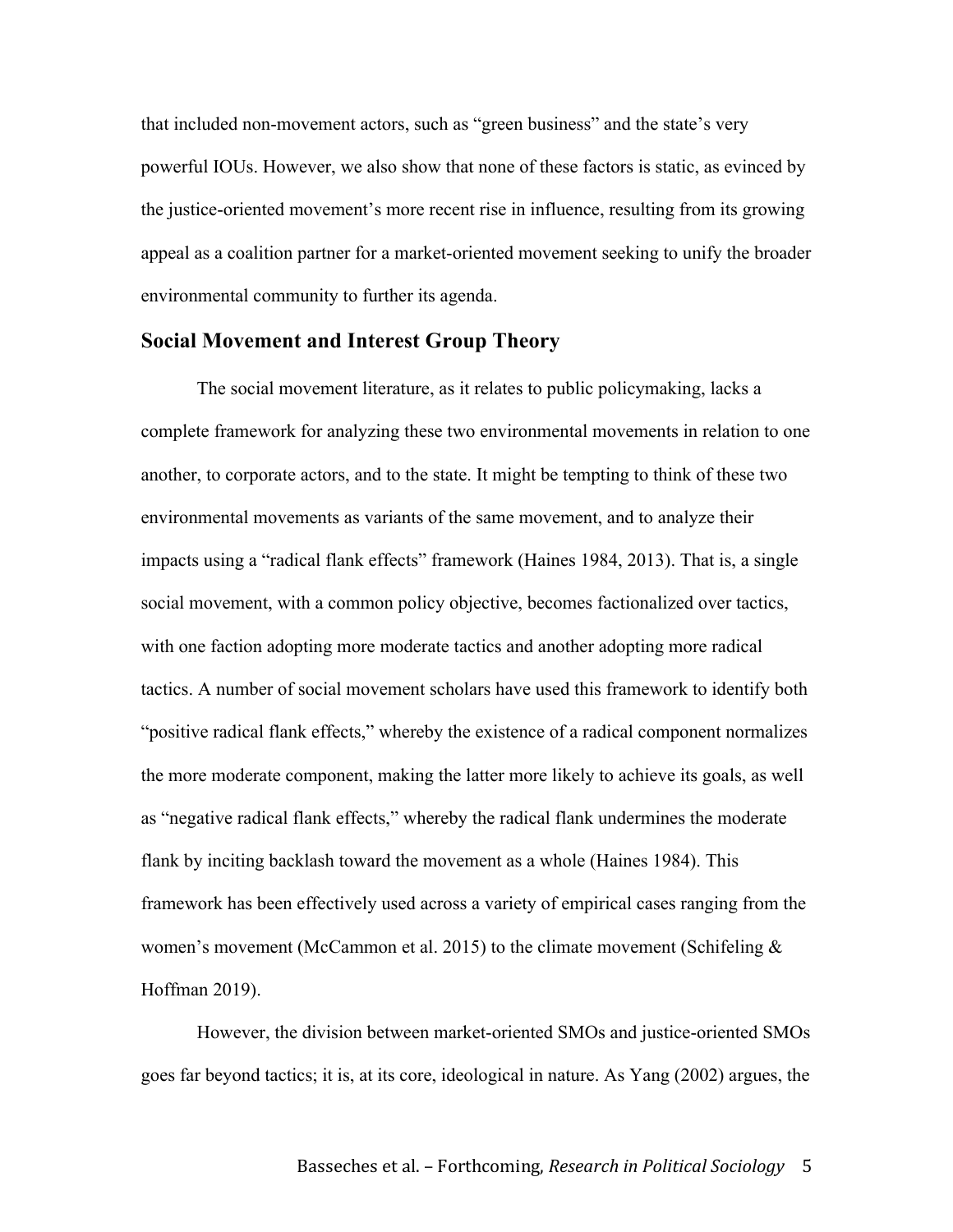that included non-movement actors, such as "green business" and the state's very powerful IOUs. However, we also show that none of these factors is static, as evinced by the justice-oriented movement's more recent rise in influence, resulting from its growing appeal as a coalition partner for a market-oriented movement seeking to unify the broader environmental community to further its agenda.

## Social Movement and Interest Group Theory

The social movement literature, as it relates to public policymaking, lacks a complete framework for analyzing these two environmental movements in relation to one another, to corporate actors, and to the state. It might be tempting to think of these two environmental movements as variants of the same movement, and to analyze their impacts using a "radical flank effects" framework (Haines 1984, 2013). That is, a single social movement, with a common policy objective, becomes factionalized over tactics, with one faction adopting more moderate tactics and another adopting more radical tactics. A number of social movement scholars have used this framework to identify both "positive radical flank effects," whereby the existence of a radical component normalizes the more moderate component, making the latter more likely to achieve its goals, as well as "negative radical flank effects," whereby the radical flank undermines the moderate flank by inciting backlash toward the movement as a whole (Haines 1984). This framework has been effectively used across a variety of empirical cases ranging from the women's movement (McCammon et al. 2015) to the climate movement (Schifeling & Hoffman 2019).

However, the division between market-oriented SMOs and justice-oriented SMOs goes far beyond tactics; it is, at its core, ideological in nature. As Yang (2002) argues, the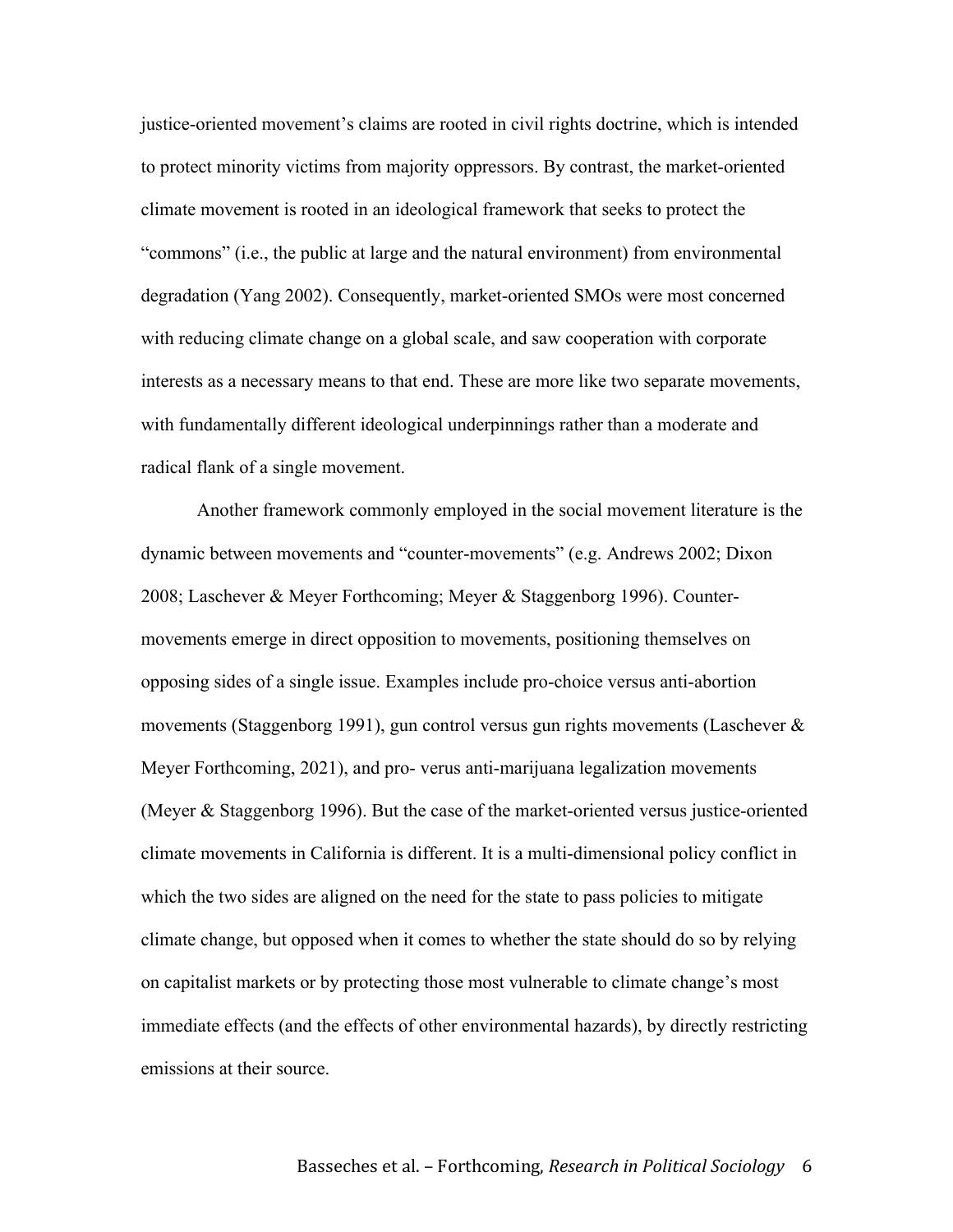justice-oriented movement's claims are rooted in civil rights doctrine, which is intended to protect minority victims from majority oppressors. By contrast, the market-oriented climate movement is rooted in an ideological framework that seeks to protect the "commons" (i.e., the public at large and the natural environment) from environmental degradation (Yang 2002). Consequently, market-oriented SMOs were most concerned with reducing climate change on a global scale, and saw cooperation with corporate interests as a necessary means to that end. These are more like two separate movements, with fundamentally different ideological underpinnings rather than a moderate and radical flank of a single movement.

Another framework commonly employed in the social movement literature is the dynamic between movements and "counter-movements" (e.g. Andrews 2002; Dixon 2008; Laschever & Meyer Forthcoming; Meyer & Staggenborg 1996). Counter-movements emerge in direct opposition to movements, positioning themselves on opposing sides of a single issue. Examples include pro-choice versus anti-abortion movements (Staggenborg 1991), gun control versus gun rights movements (Laschever & Meyer Forthcoming, 2021), and pro- verus anti-marijuana legalization movements (Meyer & Staggenborg 1996). But the case of the market-oriented versus justice-oriented climate movements in California is different. It is a multi-dimensional policy conflict in which the two sides are aligned on the need for the state to pass policies to mitigate climate change, but opposed when it comes to whether the state should do so by relying on capitalist markets or by protecting those most vulnerable to climate change's most immediate effects (and the effects of other environmental hazards), by directly restricting emissions at their source.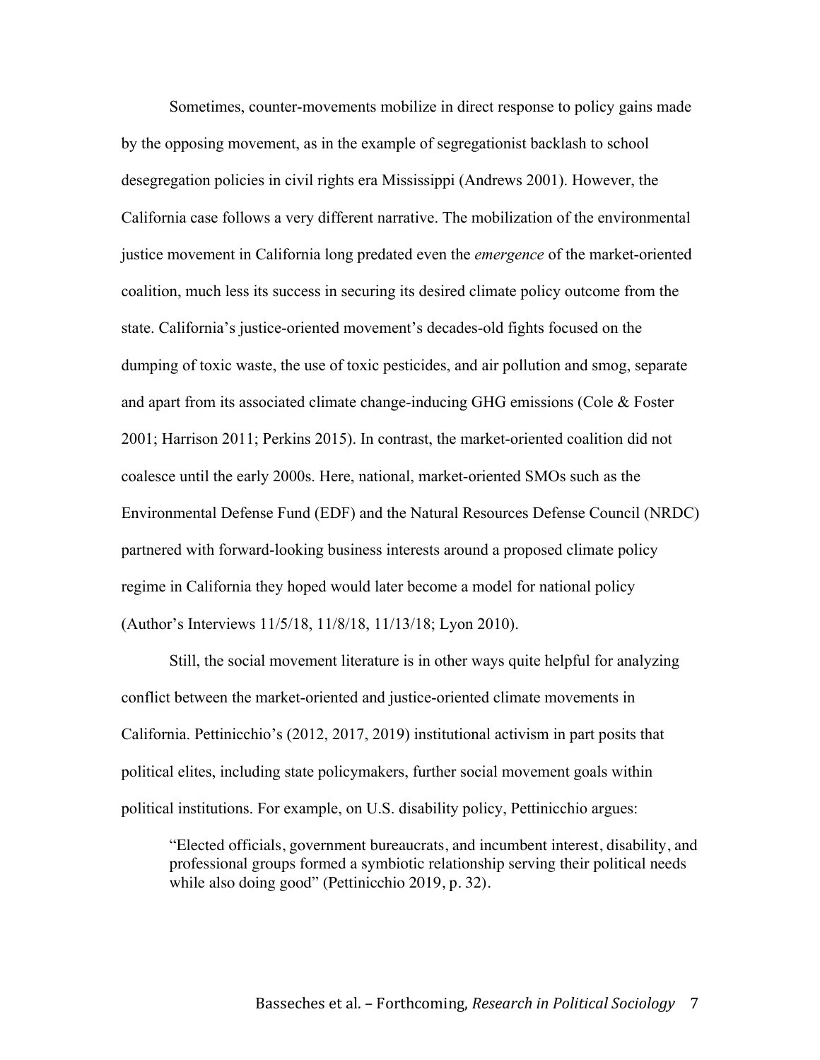Sometimes, counter-movements mobilize in direct response to policy gains made by the opposing movement, as in the example of segregationist backlash to school desegregation policies in civil rights era Mississippi (Andrews 2001). However, the California case follows a very different narrative. The mobilization of the environmental justice movement in California long predated even the *emergence* of the market-oriented coalition, much less its success in securing its desired climate policy outcome from the state. California's justice-oriented movement's decades-old fights focused on the dumping of toxic waste, the use of toxic pesticides, and air pollution and smog, separate and apart from its associated climate change-inducing GHG emissions (Cole & Foster 2001; Harrison 2011; Perkins 2015). In contrast, the market-oriented coalition did not coalesce until the early 2000s. Here, national, market-oriented SMOs such as the Environmental Defense Fund (EDF) and the Natural Resources Defense Council (NRDC) partnered with forward-looking business interests around a proposed climate policy regime in California they hoped would later become a model for national policy (Author's Interviews 11/5/18, 11/8/18, 11/13/18; Lyon 2010).

Still, the social movement literature is in other ways quite helpful for analyzing conflict between the market-oriented and justice-oriented climate movements in California. Pettinicchio's (2012, 2017, 2019) institutional activism in part posits that political elites, including state policymakers, further social movement goals within political institutions. For example, on U.S. disability policy, Pettinicchio argues:

> "Elected officials, government bureaucrats, and incumbent interest, disability, and professional groups formed a symbiotic relationship serving their political needs while also doing good" (Pettinicchio 2019, p. 32).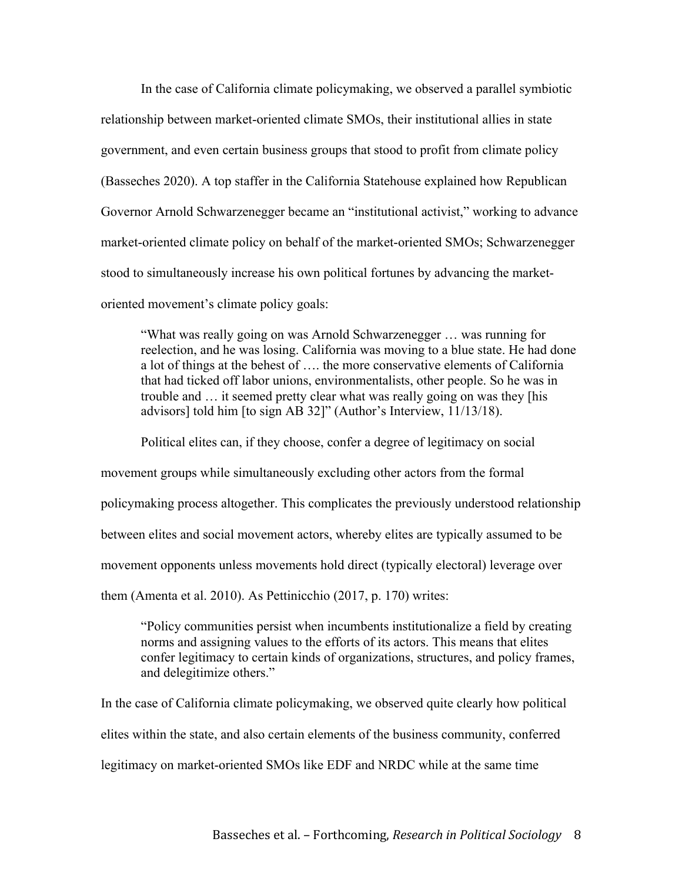In the case of California climate policymaking, we observed a parallel symbiotic relationship between market-oriented climate SMOs, their institutional allies in state government, and even certain business groups that stood to profit from climate policy (Basseches 2020). A top staffer in the California Statehouse explained how Republican Governor Arnold Schwarzenegger became an "institutional activist," working to advance market-oriented climate policy on behalf of the market-oriented SMOs; Schwarzenegger stood to simultaneously increase his own political fortunes by advancing the market-oriented movement's climate policy goals:

> "What was really going on was Arnold Schwarzenegger … was running for reelection, and he was losing. California was moving to a blue state. He had done a lot of things at the behest of …. the more conservative elements of California that had ticked off labor unions, environmentalists, other people. So he was in trouble and … it seemed pretty clear what was really going on was they [his advisors] told him [to sign AB 32]" (Author's Interview, 11/13/18).

Political elites can, if they choose, confer a degree of legitimacy on social movement groups while simultaneously excluding other actors from the formal policymaking process altogether. This complicates the previously understood relationship between elites and social movement actors, whereby elites are typically assumed to be movement opponents unless movements hold direct (typically electoral) leverage over them (Amenta et al. 2010). As Pettinicchio (2017, p. 170) writes:

> "Policy communities persist when incumbents institutionalize a field by creating norms and assigning values to the efforts of its actors. This means that elites confer legitimacy to certain kinds of organizations, structures, and policy frames, and delegitimize others."

In the case of California climate policymaking, we observed quite clearly how political elites within the state, and also certain elements of the business community, conferred legitimacy on market-oriented SMOs like EDF and NRDC while at the same time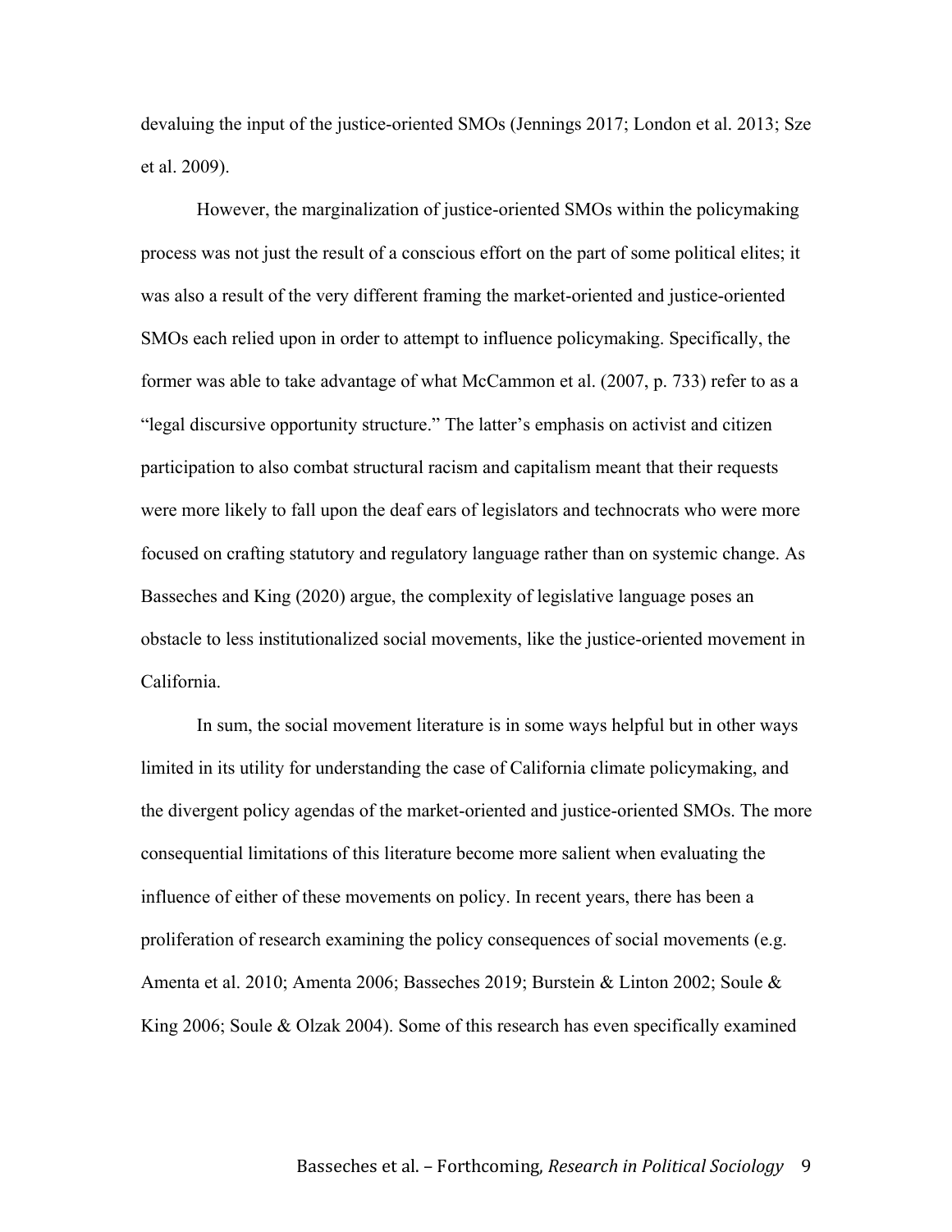devaluing the input of the justice-oriented SMOs (Jennings 2017; London et al. 2013; Sze et al. 2009).

However, the marginalization of justice-oriented SMOs within the policymaking process was not just the result of a conscious effort on the part of some political elites; it was also a result of the very different framing the market-oriented and justice-oriented SMOs each relied upon in order to attempt to influence policymaking. Specifically, the former was able to take advantage of what McCammon et al. (2007, p. 733) refer to as a "legal discursive opportunity structure." The latter's emphasis on activist and citizen participation to also combat structural racism and capitalism meant that their requests were more likely to fall upon the deaf ears of legislators and technocrats who were more focused on crafting statutory and regulatory language rather than on systemic change. As Basseches and King (2020) argue, the complexity of legislative language poses an obstacle to less institutionalized social movements, like the justice-oriented movement in California.

In sum, the social movement literature is in some ways helpful but in other ways limited in its utility for understanding the case of California climate policymaking, and the divergent policy agendas of the market-oriented and justice-oriented SMOs. The more consequential limitations of this literature become more salient when evaluating the influence of either of these movements on policy. In recent years, there has been a proliferation of research examining the policy consequences of social movements (e.g. Amenta et al. 2010; Amenta 2006; Basseches 2019; Burstein & Linton 2002; Soule & King 2006; Soule & Olzak 2004). Some of this research has even specifically examined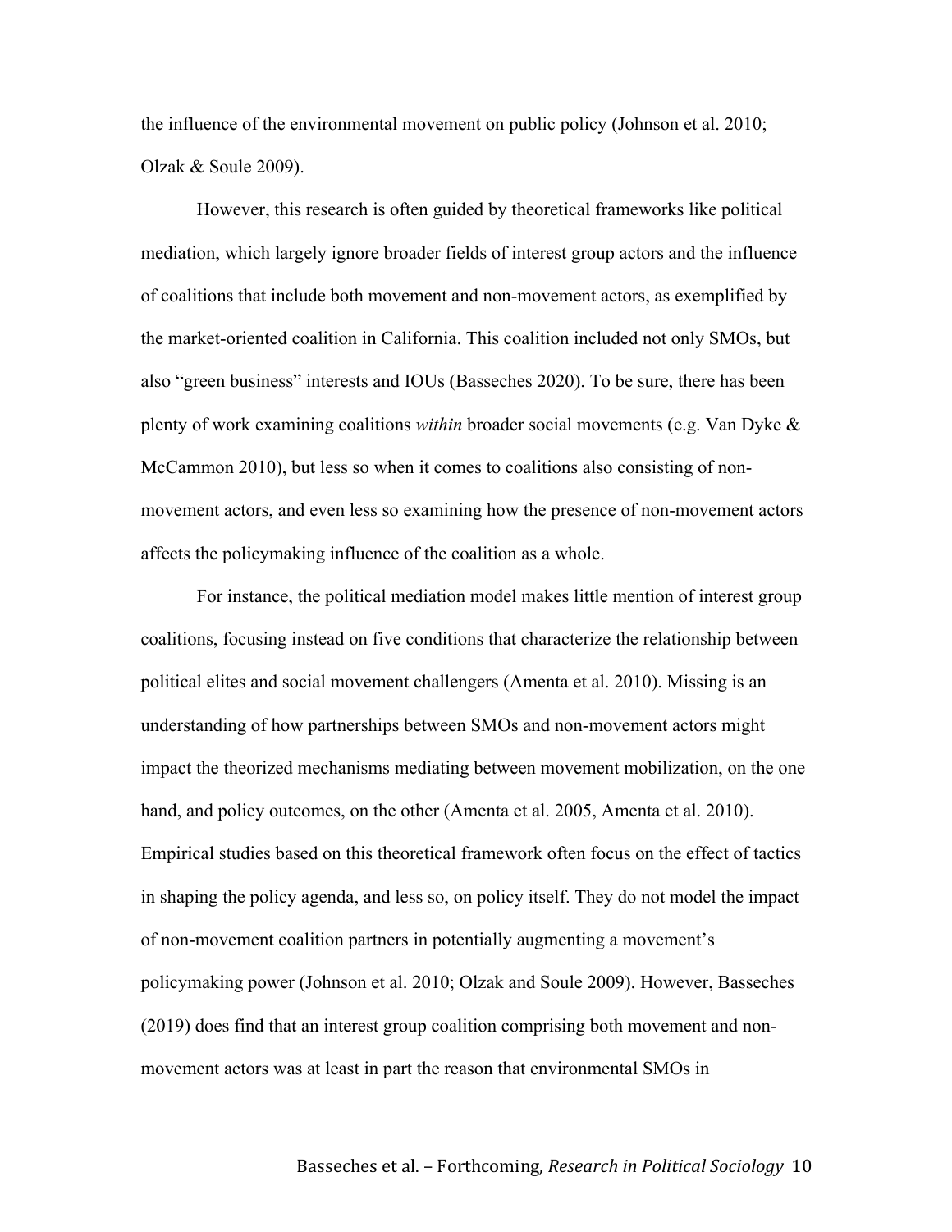the influence of the environmental movement on public policy (Johnson et al. 2010; Olzak & Soule 2009).

However, this research is often guided by theoretical frameworks like political mediation, which largely ignore broader fields of interest group actors and the influence of coalitions that include both movement and non-movement actors, as exemplified by the market-oriented coalition in California. This coalition included not only SMOs, but also "green business" interests and IOUs (Basseches 2020). To be sure, there has been plenty of work examining coalitions *within* broader social movements (e.g. Van Dyke & McCammon 2010), but less so when it comes to coalitions also consisting of non-movement actors, and even less so examining how the presence of non-movement actors affects the policymaking influence of the coalition as a whole.

For instance, the political mediation model makes little mention of interest group coalitions, focusing instead on five conditions that characterize the relationship between political elites and social movement challengers (Amenta et al. 2010). Missing is an understanding of how partnerships between SMOs and non-movement actors might impact the theorized mechanisms mediating between movement mobilization, on the one hand, and policy outcomes, on the other (Amenta et al. 2005, Amenta et al. 2010). Empirical studies based on this theoretical framework often focus on the effect of tactics in shaping the policy agenda, and less so, on policy itself. They do not model the impact of non-movement coalition partners in potentially augmenting a movement's policymaking power (Johnson et al. 2010; Olzak and Soule 2009). However, Basseches (2019) does find that an interest group coalition comprising both movement and non-movement actors was at least in part the reason that environmental SMOs in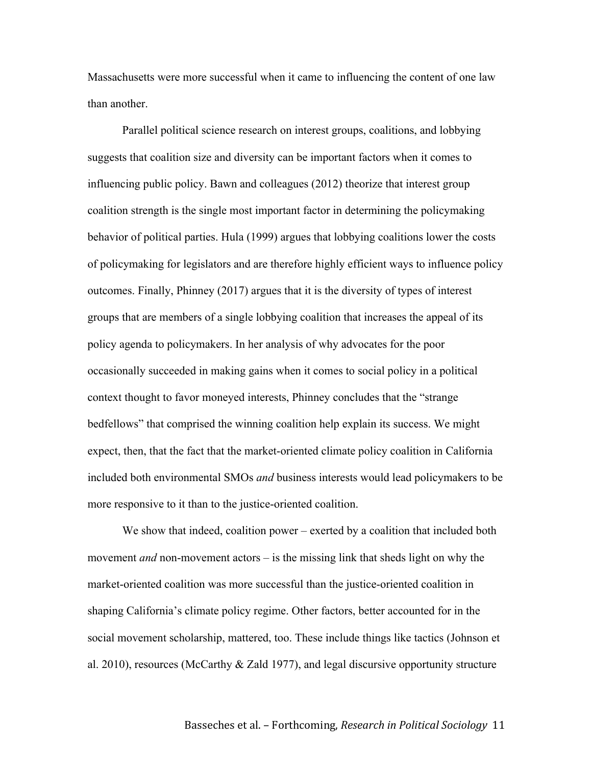Massachusetts were more successful when it came to influencing the content of one law than another.

Parallel political science research on interest groups, coalitions, and lobbying suggests that coalition size and diversity can be important factors when it comes to influencing public policy. Bawn and colleagues (2012) theorize that interest group coalition strength is the single most important factor in determining the policymaking behavior of political parties. Hula (1999) argues that lobbying coalitions lower the costs of policymaking for legislators and are therefore highly efficient ways to influence policy outcomes. Finally, Phinney (2017) argues that it is the diversity of types of interest groups that are members of a single lobbying coalition that increases the appeal of its policy agenda to policymakers. In her analysis of why advocates for the poor occasionally succeeded in making gains when it comes to social policy in a political context thought to favor moneyed interests, Phinney concludes that the "strange bedfellows" that comprised the winning coalition help explain its success. We might expect, then, that the fact that the market-oriented climate policy coalition in California included both environmental SMOs *and* business interests would lead policymakers to be more responsive to it than to the justice-oriented coalition.

We show that indeed, coalition power – exerted by a coalition that included both movement *and* non-movement actors – is the missing link that sheds light on why the market-oriented coalition was more successful than the justice-oriented coalition in shaping California's climate policy regime. Other factors, better accounted for in the social movement scholarship, mattered, too. These include things like tactics (Johnson et al. 2010), resources (McCarthy & Zald 1977), and legal discursive opportunity structure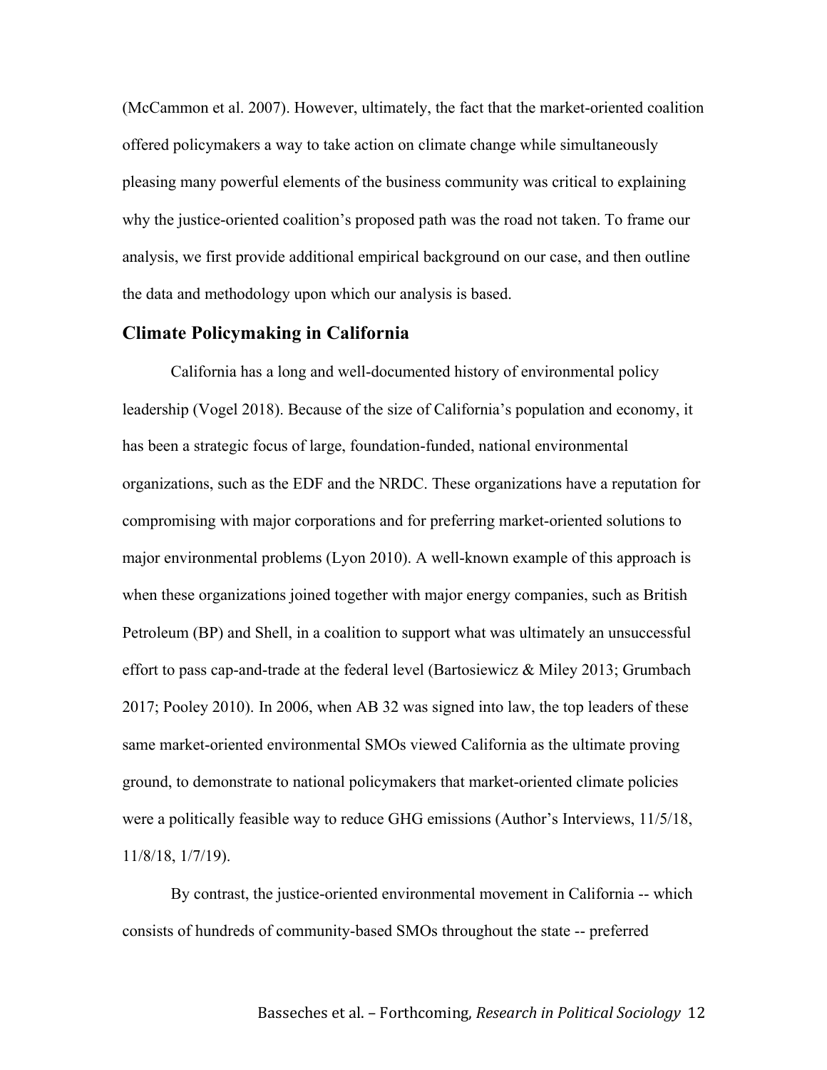(McCammon et al. 2007). However, ultimately, the fact that the market-oriented coalition offered policymakers a way to take action on climate change while simultaneously pleasing many powerful elements of the business community was critical to explaining why the justice-oriented coalition's proposed path was the road not taken. To frame our analysis, we first provide additional empirical background on our case, and then outline the data and methodology upon which our analysis is based.

## Climate Policymaking in California

California has a long and well-documented history of environmental policy leadership (Vogel 2018). Because of the size of California's population and economy, it has been a strategic focus of large, foundation-funded, national environmental organizations, such as the EDF and the NRDC. These organizations have a reputation for compromising with major corporations and for preferring market-oriented solutions to major environmental problems (Lyon 2010). A well-known example of this approach is when these organizations joined together with major energy companies, such as British Petroleum (BP) and Shell, in a coalition to support what was ultimately an unsuccessful effort to pass cap-and-trade at the federal level (Bartosiewicz & Miley 2013; Grumbach 2017; Pooley 2010). In 2006, when AB 32 was signed into law, the top leaders of these same market-oriented environmental SMOs viewed California as the ultimate proving ground, to demonstrate to national policymakers that market-oriented climate policies were a politically feasible way to reduce GHG emissions (Author's Interviews, 11/5/18, 11/8/18, 1/7/19).

By contrast, the justice-oriented environmental movement in California -- which consists of hundreds of community-based SMOs throughout the state -- preferred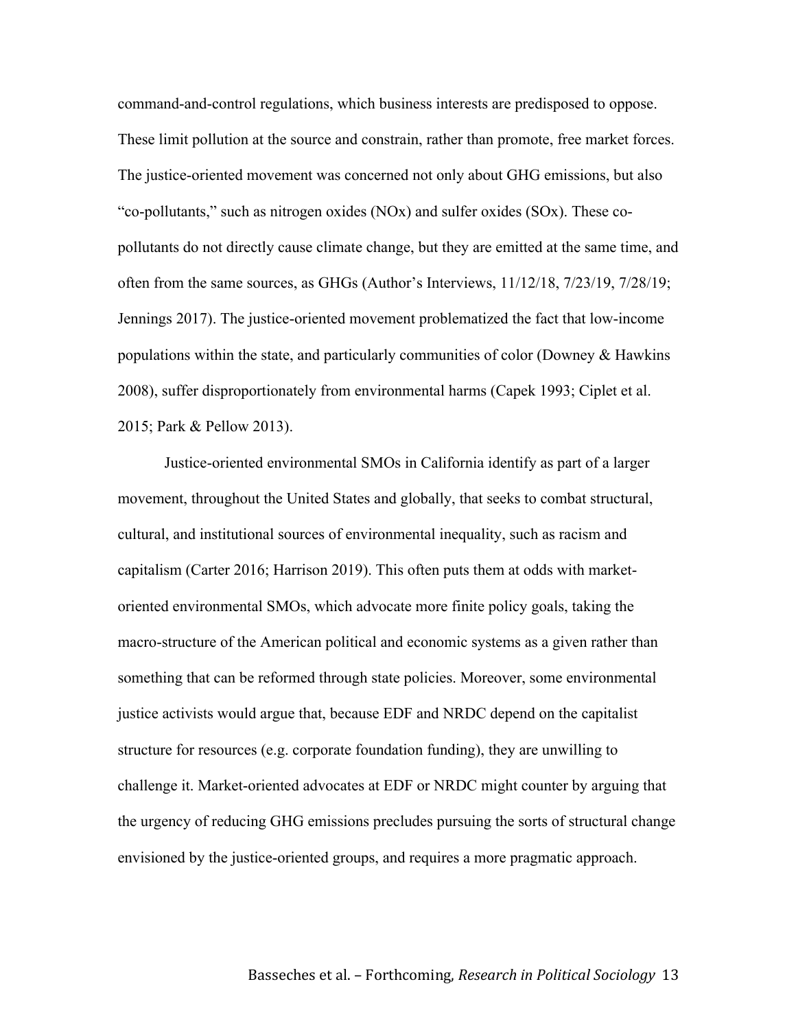command-and-control regulations, which business interests are predisposed to oppose. These limit pollution at the source and constrain, rather than promote, free market forces. The justice-oriented movement was concerned not only about GHG emissions, but also "co-pollutants," such as nitrogen oxides (NOx) and sulfer oxides (SOx). These co-pollutants do not directly cause climate change, but they are emitted at the same time, and often from the same sources, as GHGs (Author's Interviews, 11/12/18, 7/23/19, 7/28/19; Jennings 2017). The justice-oriented movement problematized the fact that low-income populations within the state, and particularly communities of color (Downey & Hawkins 2008), suffer disproportionately from environmental harms (Capek 1993; Ciplet et al. 2015; Park & Pellow 2013).

Justice-oriented environmental SMOs in California identify as part of a larger movement, throughout the United States and globally, that seeks to combat structural, cultural, and institutional sources of environmental inequality, such as racism and capitalism (Carter 2016; Harrison 2019). This often puts them at odds with market-oriented environmental SMOs, which advocate more finite policy goals, taking the macro-structure of the American political and economic systems as a given rather than something that can be reformed through state policies. Moreover, some environmental justice activists would argue that, because EDF and NRDC depend on the capitalist structure for resources (e.g. corporate foundation funding), they are unwilling to challenge it. Market-oriented advocates at EDF or NRDC might counter by arguing that the urgency of reducing GHG emissions precludes pursuing the sorts of structural change envisioned by the justice-oriented groups, and requires a more pragmatic approach.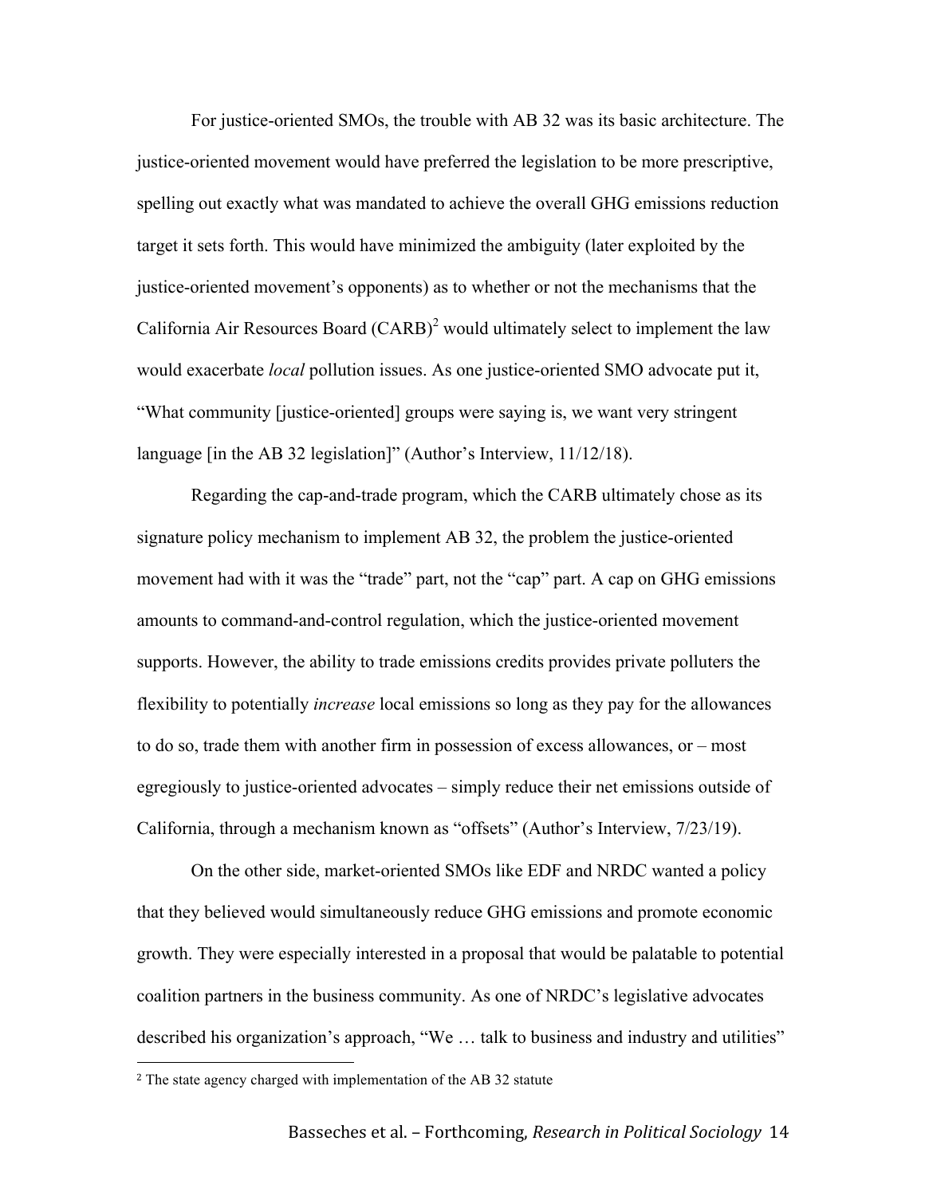For justice-oriented SMOs, the trouble with AB 32 was its basic architecture. The justice-oriented movement would have preferred the legislation to be more prescriptive, spelling out exactly what was mandated to achieve the overall GHG emissions reduction target it sets forth. This would have minimized the ambiguity (later exploited by the justice-oriented movement's opponents) as to whether or not the mechanisms that the California Air Resources Board (CARB)[2] would ultimately select to implement the law would exacerbate *local* pollution issues. As one justice-oriented SMO advocate put it, "What community [justice-oriented] groups were saying is, we want very stringent language [in the AB 32 legislation]" (Author's Interview, 11/12/18).

Regarding the cap-and-trade program, which the CARB ultimately chose as its signature policy mechanism to implement AB 32, the problem the justice-oriented movement had with it was the "trade" part, not the "cap" part. A cap on GHG emissions amounts to command-and-control regulation, which the justice-oriented movement supports. However, the ability to trade emissions credits provides private polluters the flexibility to potentially *increase* local emissions so long as they pay for the allowances to do so, trade them with another firm in possession of excess allowances, or – most egregiously to justice-oriented advocates – simply reduce their net emissions outside of California, through a mechanism known as "offsets" (Author's Interview, 7/23/19).

On the other side, market-oriented SMOs like EDF and NRDC wanted a policy that they believed would simultaneously reduce GHG emissions and promote economic growth. They were especially interested in a proposal that would be palatable to potential coalition partners in the business community. As one of NRDC's legislative advocates described his organization's approach, "We … talk to business and industry and utilities"

[2] The state agency charged with implementation of the AB 32 statute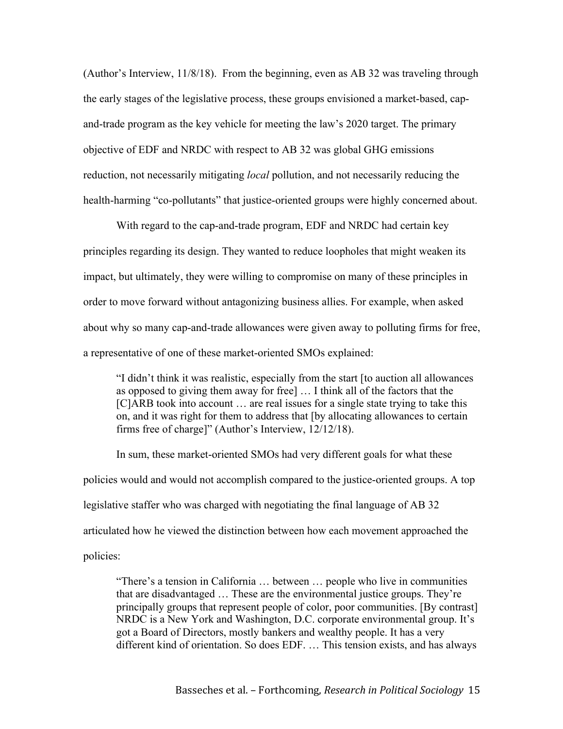(Author's Interview, 11/8/18). From the beginning, even as AB 32 was traveling through the early stages of the legislative process, these groups envisioned a market-based, cap-and-trade program as the key vehicle for meeting the law's 2020 target. The primary objective of EDF and NRDC with respect to AB 32 was global GHG emissions reduction, not necessarily mitigating *local* pollution, and not necessarily reducing the health-harming "co-pollutants" that justice-oriented groups were highly concerned about.

With regard to the cap-and-trade program, EDF and NRDC had certain key principles regarding its design. They wanted to reduce loopholes that might weaken its impact, but ultimately, they were willing to compromise on many of these principles in order to move forward without antagonizing business allies. For example, when asked about why so many cap-and-trade allowances were given away to polluting firms for free, a representative of one of these market-oriented SMOs explained:

> "I didn't think it was realistic, especially from the start [to auction all allowances as opposed to giving them away for free] … I think all of the factors that the [C]ARB took into account … are real issues for a single state trying to take this on, and it was right for them to address that [by allocating allowances to certain firms free of charge]" (Author's Interview, 12/12/18).

In sum, these market-oriented SMOs had very different goals for what these policies would and would not accomplish compared to the justice-oriented groups. A top legislative staffer who was charged with negotiating the final language of AB 32 articulated how he viewed the distinction between how each movement approached the policies:

> "There's a tension in California … between … people who live in communities that are disadvantaged … These are the environmental justice groups. They're principally groups that represent people of color, poor communities. [By contrast] NRDC is a New York and Washington, D.C. corporate environmental group. It's got a Board of Directors, mostly bankers and wealthy people. It has a very different kind of orientation. So does EDF. … This tension exists, and has always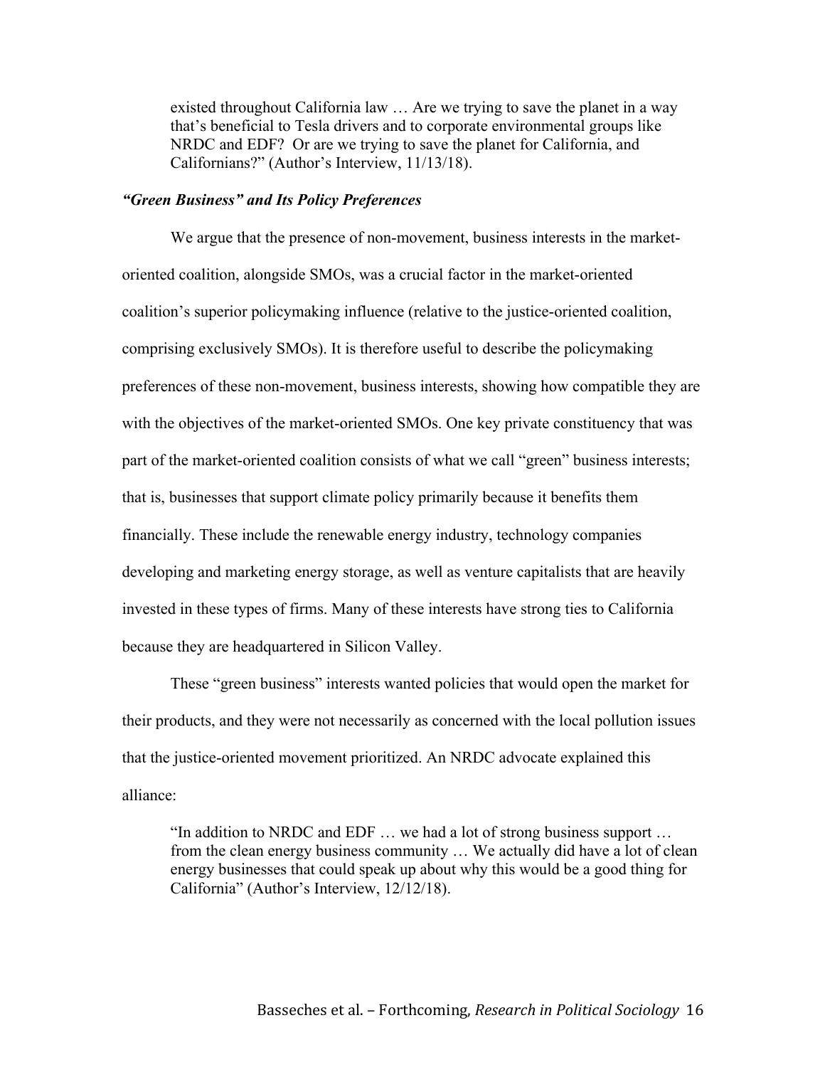> existed throughout California law … Are we trying to save the planet in a way that's beneficial to Tesla drivers and to corporate environmental groups like NRDC and EDF? Or are we trying to save the planet for California, and Californians?" (Author's Interview, 11/13/18).

### *"Green Business" and Its Policy Preferences*

We argue that the presence of non-movement, business interests in the market-oriented coalition, alongside SMOs, was a crucial factor in the market-oriented coalition's superior policymaking influence (relative to the justice-oriented coalition, comprising exclusively SMOs). It is therefore useful to describe the policymaking preferences of these non-movement, business interests, showing how compatible they are with the objectives of the market-oriented SMOs. One key private constituency that was part of the market-oriented coalition consists of what we call "green" business interests; that is, businesses that support climate policy primarily because it benefits them financially. These include the renewable energy industry, technology companies developing and marketing energy storage, as well as venture capitalists that are heavily invested in these types of firms. Many of these interests have strong ties to California because they are headquartered in Silicon Valley.

These "green business" interests wanted policies that would open the market for their products, and they were not necessarily as concerned with the local pollution issues that the justice-oriented movement prioritized. An NRDC advocate explained this alliance:

> "In addition to NRDC and EDF … we had a lot of strong business support … from the clean energy business community … We actually did have a lot of clean energy businesses that could speak up about why this would be a good thing for California" (Author's Interview, 12/12/18).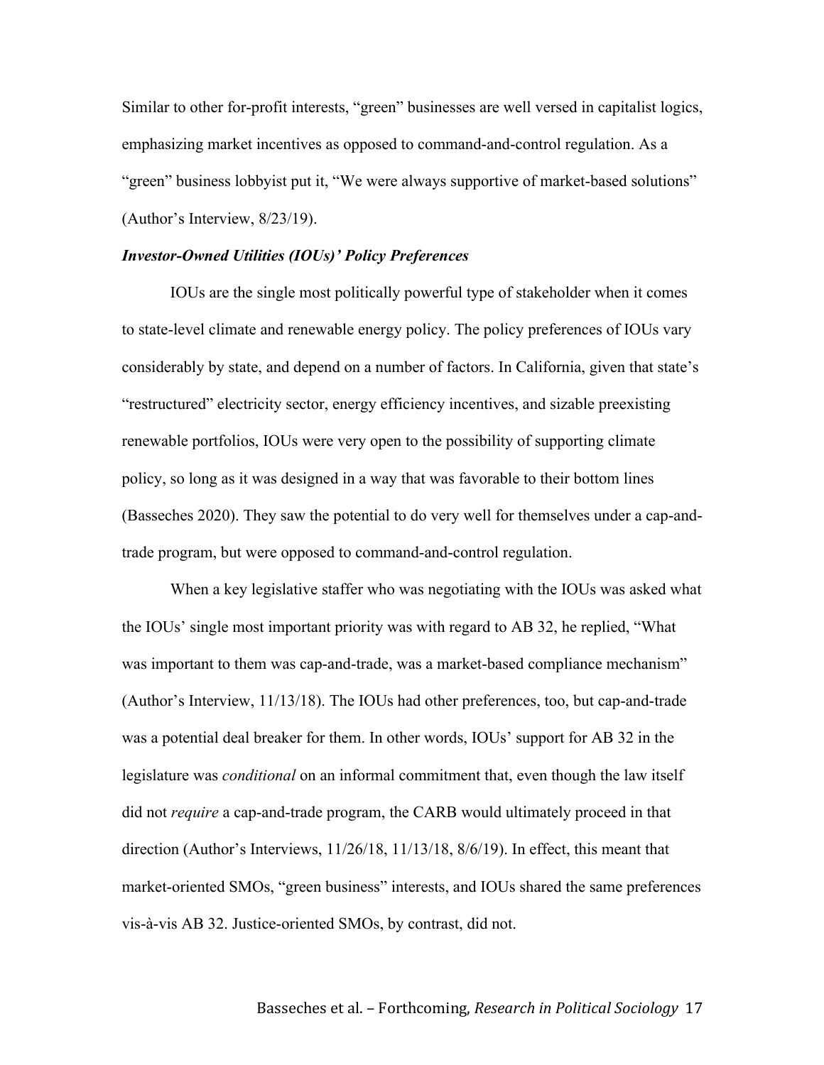Similar to other for-profit interests, "green" businesses are well versed in capitalist logics, emphasizing market incentives as opposed to command-and-control regulation. As a "green" business lobbyist put it, "We were always supportive of market-based solutions" (Author's Interview, 8/23/19).

***Investor-Owned Utilities (IOUs)' Policy Preferences***

IOUs are the single most politically powerful type of stakeholder when it comes to state-level climate and renewable energy policy. The policy preferences of IOUs vary considerably by state, and depend on a number of factors. In California, given that state's "restructured" electricity sector, energy efficiency incentives, and sizable preexisting renewable portfolios, IOUs were very open to the possibility of supporting climate policy, so long as it was designed in a way that was favorable to their bottom lines (Basseches 2020). They saw the potential to do very well for themselves under a cap-and-trade program, but were opposed to command-and-control regulation.

When a key legislative staffer who was negotiating with the IOUs was asked what the IOUs' single most important priority was with regard to AB 32, he replied, "What was important to them was cap-and-trade, was a market-based compliance mechanism" (Author's Interview, 11/13/18). The IOUs had other preferences, too, but cap-and-trade was a potential deal breaker for them. In other words, IOUs' support for AB 32 in the legislature was *conditional* on an informal commitment that, even though the law itself did not *require* a cap-and-trade program, the CARB would ultimately proceed in that direction (Author's Interviews, 11/26/18, 11/13/18, 8/6/19). In effect, this meant that market-oriented SMOs, "green business" interests, and IOUs shared the same preferences vis-à-vis AB 32. Justice-oriented SMOs, by contrast, did not.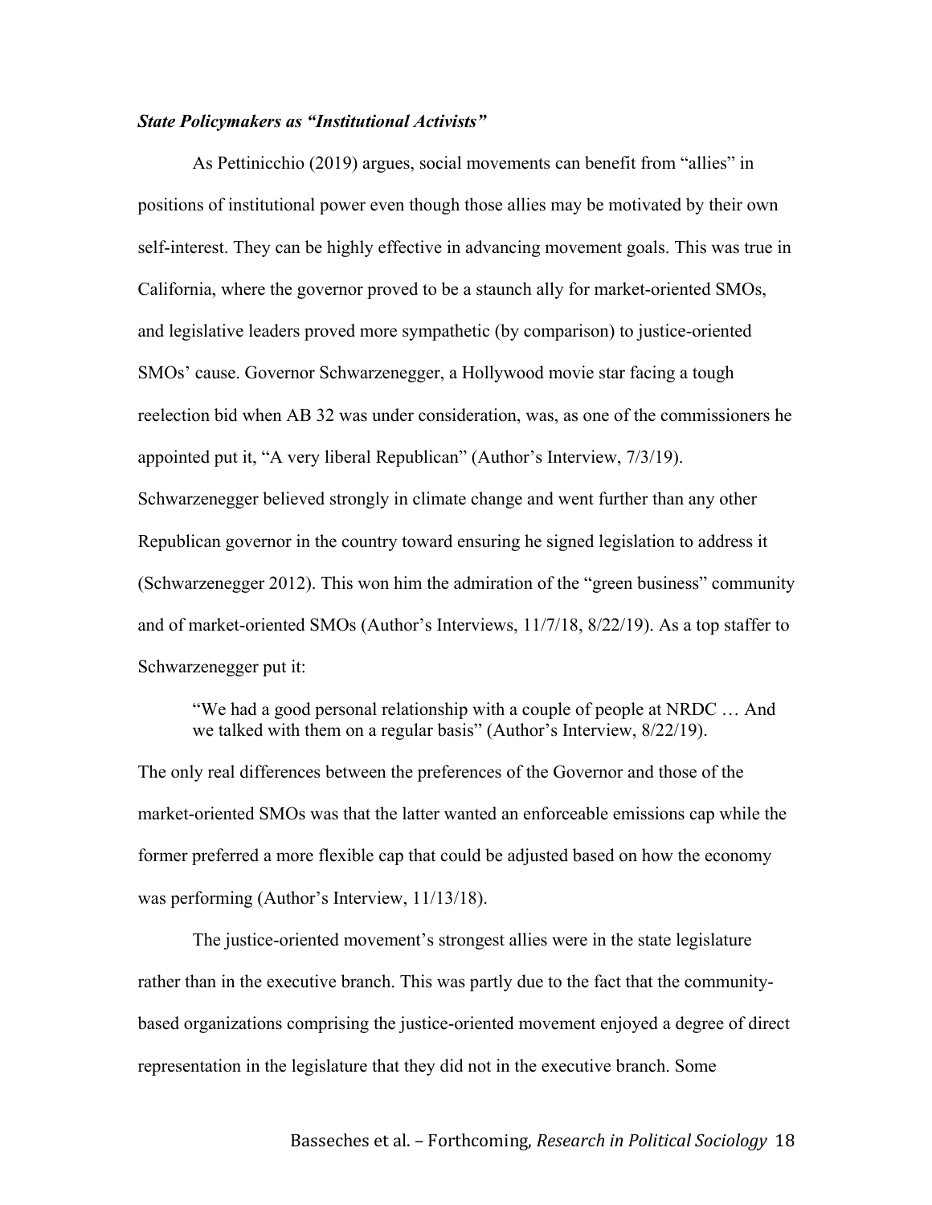### *State Policymakers as "Institutional Activists"*

As Pettinicchio (2019) argues, social movements can benefit from "allies" in positions of institutional power even though those allies may be motivated by their own self-interest. They can be highly effective in advancing movement goals. This was true in California, where the governor proved to be a staunch ally for market-oriented SMOs, and legislative leaders proved more sympathetic (by comparison) to justice-oriented SMOs' cause. Governor Schwarzenegger, a Hollywood movie star facing a tough reelection bid when AB 32 was under consideration, was, as one of the commissioners he appointed put it, "A very liberal Republican" (Author's Interview, 7/3/19). Schwarzenegger believed strongly in climate change and went further than any other Republican governor in the country toward ensuring he signed legislation to address it (Schwarzenegger 2012). This won him the admiration of the "green business" community and of market-oriented SMOs (Author's Interviews, 11/7/18, 8/22/19). As a top staffer to Schwarzenegger put it:

> "We had a good personal relationship with a couple of people at NRDC … And we talked with them on a regular basis" (Author's Interview, 8/22/19).

The only real differences between the preferences of the Governor and those of the market-oriented SMOs was that the latter wanted an enforceable emissions cap while the former preferred a more flexible cap that could be adjusted based on how the economy was performing (Author's Interview, 11/13/18).

The justice-oriented movement's strongest allies were in the state legislature rather than in the executive branch. This was partly due to the fact that the community-based organizations comprising the justice-oriented movement enjoyed a degree of direct representation in the legislature that they did not in the executive branch. Some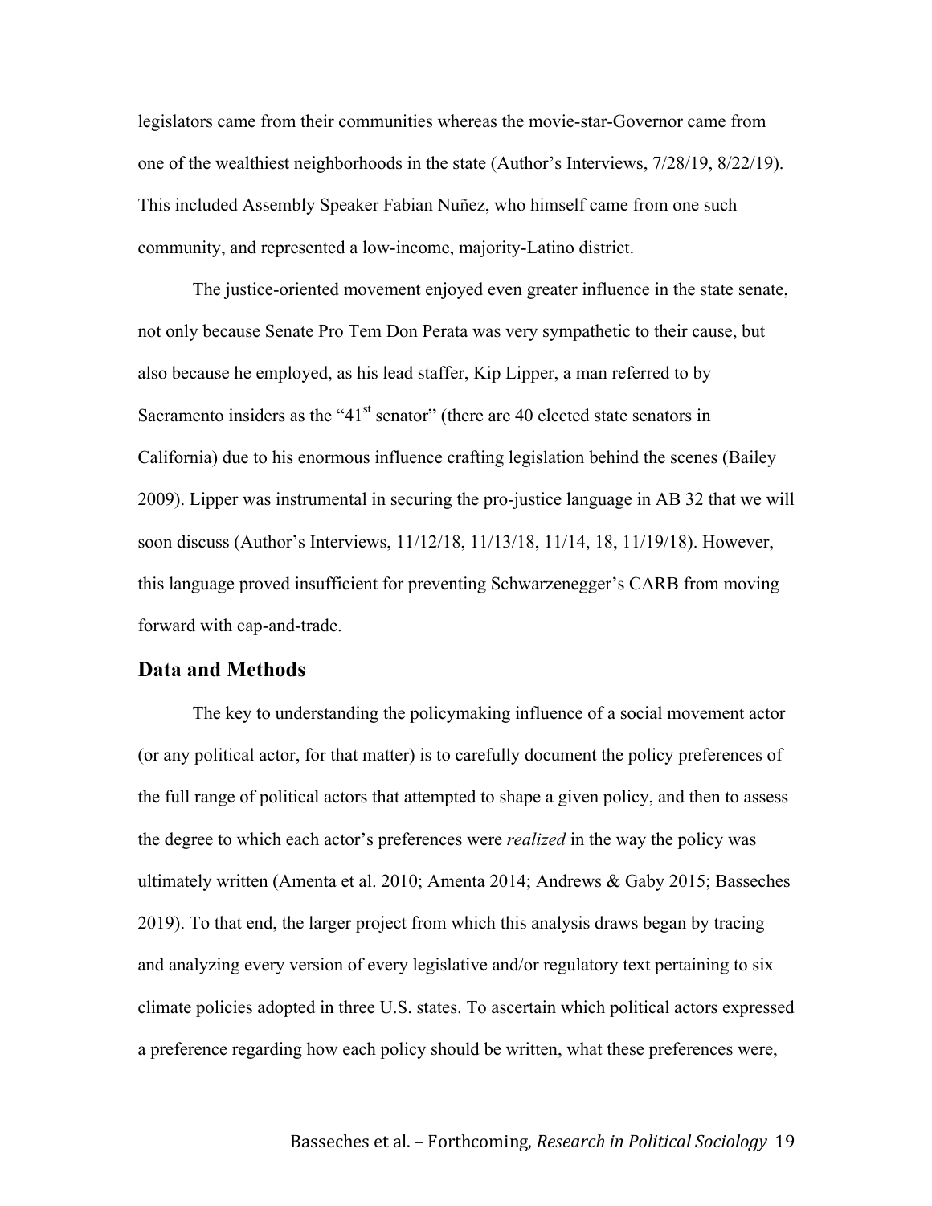legislators came from their communities whereas the movie-star-Governor came from one of the wealthiest neighborhoods in the state (Author's Interviews, 7/28/19, 8/22/19). This included Assembly Speaker Fabian Nuñez, who himself came from one such community, and represented a low-income, majority-Latino district.

The justice-oriented movement enjoyed even greater influence in the state senate, not only because Senate Pro Tem Don Perata was very sympathetic to their cause, but also because he employed, as his lead staffer, Kip Lipper, a man referred to by Sacramento insiders as the "41st senator" (there are 40 elected state senators in California) due to his enormous influence crafting legislation behind the scenes (Bailey 2009). Lipper was instrumental in securing the pro-justice language in AB 32 that we will soon discuss (Author's Interviews, 11/12/18, 11/13/18, 11/14, 18, 11/19/18). However, this language proved insufficient for preventing Schwarzenegger's CARB from moving forward with cap-and-trade.

## Data and Methods

The key to understanding the policymaking influence of a social movement actor (or any political actor, for that matter) is to carefully document the policy preferences of the full range of political actors that attempted to shape a given policy, and then to assess the degree to which each actor's preferences were *realized* in the way the policy was ultimately written (Amenta et al. 2010; Amenta 2014; Andrews & Gaby 2015; Basseches 2019). To that end, the larger project from which this analysis draws began by tracing and analyzing every version of every legislative and/or regulatory text pertaining to six climate policies adopted in three U.S. states. To ascertain which political actors expressed a preference regarding how each policy should be written, what these preferences were,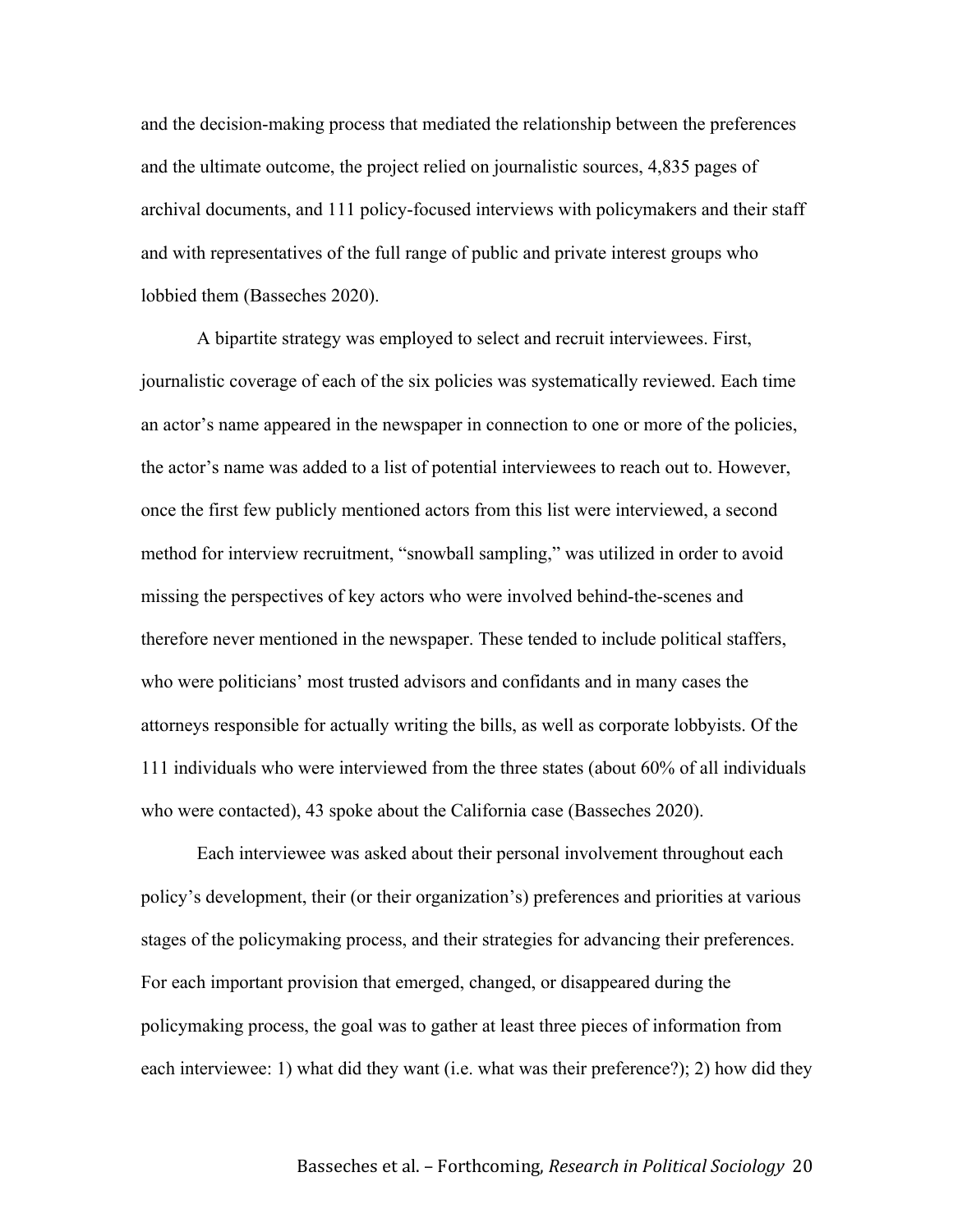and the decision-making process that mediated the relationship between the preferences and the ultimate outcome, the project relied on journalistic sources, 4,835 pages of archival documents, and 111 policy-focused interviews with policymakers and their staff and with representatives of the full range of public and private interest groups who lobbied them (Basseches 2020).

A bipartite strategy was employed to select and recruit interviewees. First, journalistic coverage of each of the six policies was systematically reviewed. Each time an actor's name appeared in the newspaper in connection to one or more of the policies, the actor's name was added to a list of potential interviewees to reach out to. However, once the first few publicly mentioned actors from this list were interviewed, a second method for interview recruitment, "snowball sampling," was utilized in order to avoid missing the perspectives of key actors who were involved behind-the-scenes and therefore never mentioned in the newspaper. These tended to include political staffers, who were politicians' most trusted advisors and confidants and in many cases the attorneys responsible for actually writing the bills, as well as corporate lobbyists. Of the 111 individuals who were interviewed from the three states (about 60% of all individuals who were contacted), 43 spoke about the California case (Basseches 2020).

Each interviewee was asked about their personal involvement throughout each policy's development, their (or their organization's) preferences and priorities at various stages of the policymaking process, and their strategies for advancing their preferences. For each important provision that emerged, changed, or disappeared during the policymaking process, the goal was to gather at least three pieces of information from each interviewee: 1) what did they want (i.e. what was their preference?); 2) how did they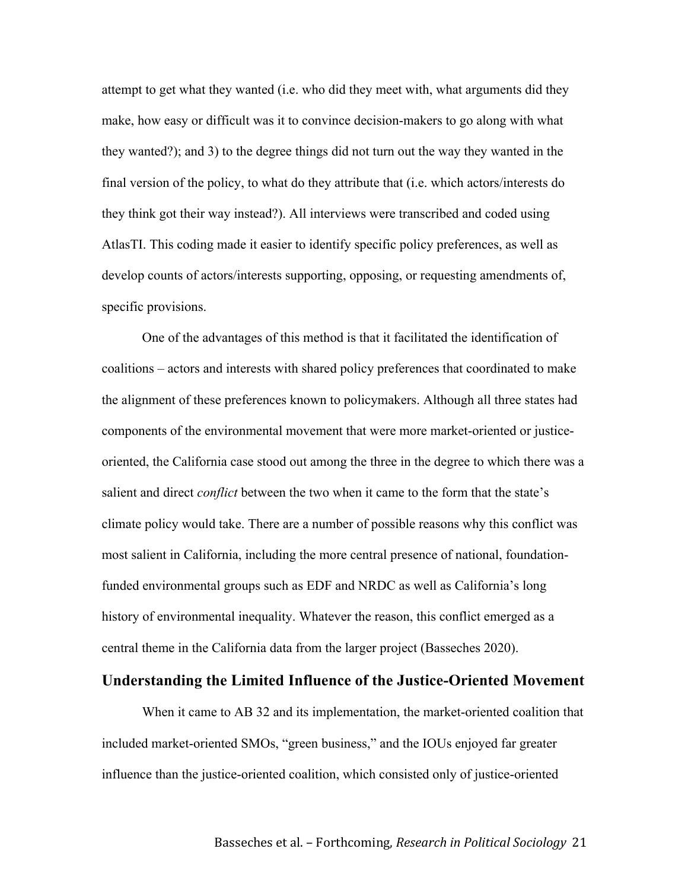attempt to get what they wanted (i.e. who did they meet with, what arguments did they make, how easy or difficult was it to convince decision-makers to go along with what they wanted?); and 3) to the degree things did not turn out the way they wanted in the final version of the policy, to what do they attribute that (i.e. which actors/interests do they think got their way instead?). All interviews were transcribed and coded using AtlasTI. This coding made it easier to identify specific policy preferences, as well as develop counts of actors/interests supporting, opposing, or requesting amendments of, specific provisions.

One of the advantages of this method is that it facilitated the identification of coalitions – actors and interests with shared policy preferences that coordinated to make the alignment of these preferences known to policymakers. Although all three states had components of the environmental movement that were more market-oriented or justice-oriented, the California case stood out among the three in the degree to which there was a salient and direct *conflict* between the two when it came to the form that the state's climate policy would take. There are a number of possible reasons why this conflict was most salient in California, including the more central presence of national, foundation-funded environmental groups such as EDF and NRDC as well as California's long history of environmental inequality. Whatever the reason, this conflict emerged as a central theme in the California data from the larger project (Basseches 2020).

## Understanding the Limited Influence of the Justice-Oriented Movement

When it came to AB 32 and its implementation, the market-oriented coalition that included market-oriented SMOs, "green business," and the IOUs enjoyed far greater influence than the justice-oriented coalition, which consisted only of justice-oriented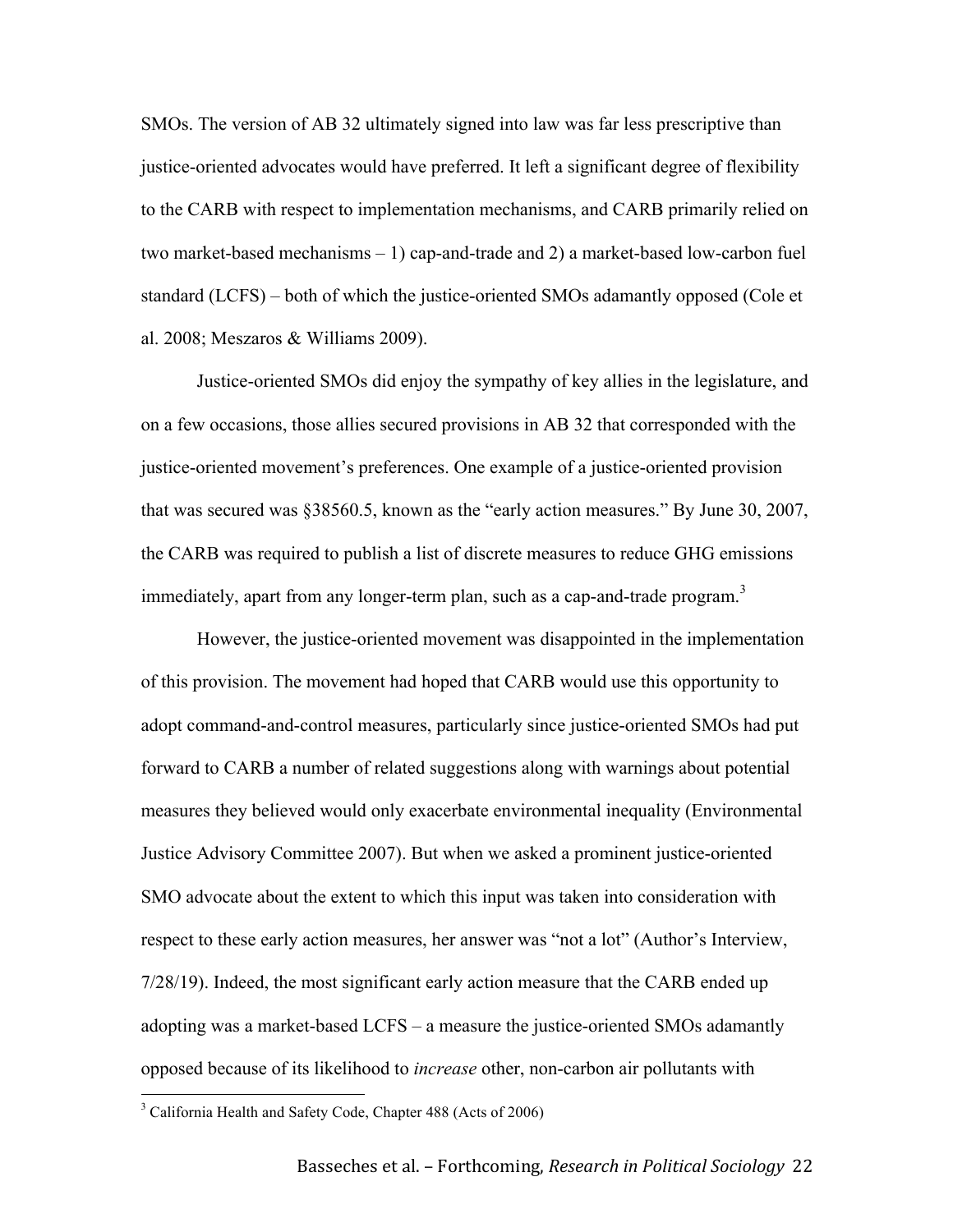SMOs. The version of AB 32 ultimately signed into law was far less prescriptive than justice-oriented advocates would have preferred. It left a significant degree of flexibility to the CARB with respect to implementation mechanisms, and CARB primarily relied on two market-based mechanisms – 1) cap-and-trade and 2) a market-based low-carbon fuel standard (LCFS) – both of which the justice-oriented SMOs adamantly opposed (Cole et al. 2008; Meszaros & Williams 2009).

Justice-oriented SMOs did enjoy the sympathy of key allies in the legislature, and on a few occasions, those allies secured provisions in AB 32 that corresponded with the justice-oriented movement's preferences. One example of a justice-oriented provision that was secured was §38560.5, known as the "early action measures." By June 30, 2007, the CARB was required to publish a list of discrete measures to reduce GHG emissions immediately, apart from any longer-term plan, such as a cap-and-trade program.[3]

However, the justice-oriented movement was disappointed in the implementation of this provision. The movement had hoped that CARB would use this opportunity to adopt command-and-control measures, particularly since justice-oriented SMOs had put forward to CARB a number of related suggestions along with warnings about potential measures they believed would only exacerbate environmental inequality (Environmental Justice Advisory Committee 2007). But when we asked a prominent justice-oriented SMO advocate about the extent to which this input was taken into consideration with respect to these early action measures, her answer was "not a lot" (Author's Interview, 7/28/19). Indeed, the most significant early action measure that the CARB ended up adopting was a market-based LCFS – a measure the justice-oriented SMOs adamantly opposed because of its likelihood to *increase* other, non-carbon air pollutants with

[3] California Health and Safety Code, Chapter 488 (Acts of 2006)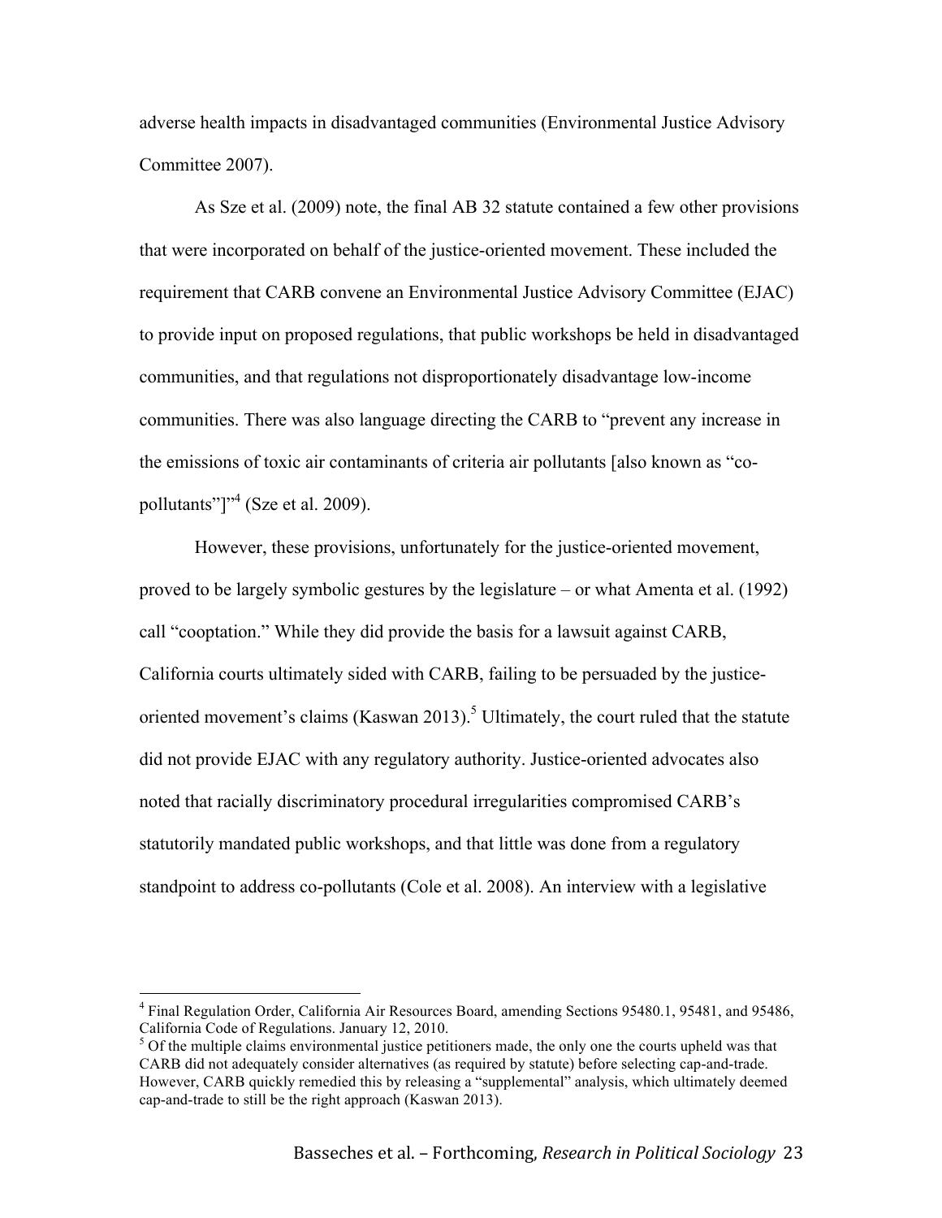adverse health impacts in disadvantaged communities (Environmental Justice Advisory Committee 2007).

As Sze et al. (2009) note, the final AB 32 statute contained a few other provisions that were incorporated on behalf of the justice-oriented movement. These included the requirement that CARB convene an Environmental Justice Advisory Committee (EJAC) to provide input on proposed regulations, that public workshops be held in disadvantaged communities, and that regulations not disproportionately disadvantage low-income communities. There was also language directing the CARB to "prevent any increase in the emissions of toxic air contaminants of criteria air pollutants [also known as "co-pollutants"]"[4] (Sze et al. 2009).

However, these provisions, unfortunately for the justice-oriented movement, proved to be largely symbolic gestures by the legislature – or what Amenta et al. (1992) call "cooptation." While they did provide the basis for a lawsuit against CARB, California courts ultimately sided with CARB, failing to be persuaded by the justice-oriented movement's claims (Kaswan 2013).[5] Ultimately, the court ruled that the statute did not provide EJAC with any regulatory authority. Justice-oriented advocates also noted that racially discriminatory procedural irregularities compromised CARB's statutorily mandated public workshops, and that little was done from a regulatory standpoint to address co-pollutants (Cole et al. 2008). An interview with a legislative

[4] Final Regulation Order, California Air Resources Board, amending Sections 95480.1, 95481, and 95486, California Code of Regulations. January 12, 2010.

[5] Of the multiple claims environmental justice petitioners made, the only one the courts upheld was that CARB did not adequately consider alternatives (as required by statute) before selecting cap-and-trade. However, CARB quickly remedied this by releasing a "supplemental" analysis, which ultimately deemed cap-and-trade to still be the right approach (Kaswan 2013).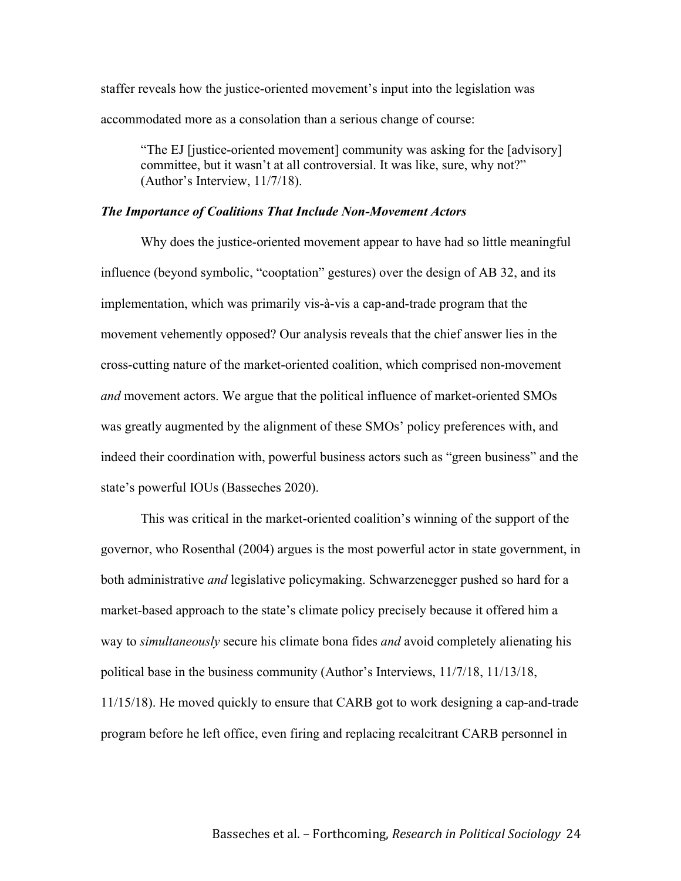staffer reveals how the justice-oriented movement's input into the legislation was accommodated more as a consolation than a serious change of course:

> "The EJ [justice-oriented movement] community was asking for the [advisory] committee, but it wasn't at all controversial. It was like, sure, why not?" (Author's Interview, 11/7/18).

### *The Importance of Coalitions That Include Non-Movement Actors*

Why does the justice-oriented movement appear to have had so little meaningful influence (beyond symbolic, "cooptation" gestures) over the design of AB 32, and its implementation, which was primarily vis-à-vis a cap-and-trade program that the movement vehemently opposed? Our analysis reveals that the chief answer lies in the cross-cutting nature of the market-oriented coalition, which comprised non-movement *and* movement actors. We argue that the political influence of market-oriented SMOs was greatly augmented by the alignment of these SMOs' policy preferences with, and indeed their coordination with, powerful business actors such as "green business" and the state's powerful IOUs (Basseches 2020).

This was critical in the market-oriented coalition's winning of the support of the governor, who Rosenthal (2004) argues is the most powerful actor in state government, in both administrative *and* legislative policymaking. Schwarzenegger pushed so hard for a market-based approach to the state's climate policy precisely because it offered him a way to *simultaneously* secure his climate bona fides *and* avoid completely alienating his political base in the business community (Author's Interviews, 11/7/18, 11/13/18, 11/15/18). He moved quickly to ensure that CARB got to work designing a cap-and-trade program before he left office, even firing and replacing recalcitrant CARB personnel in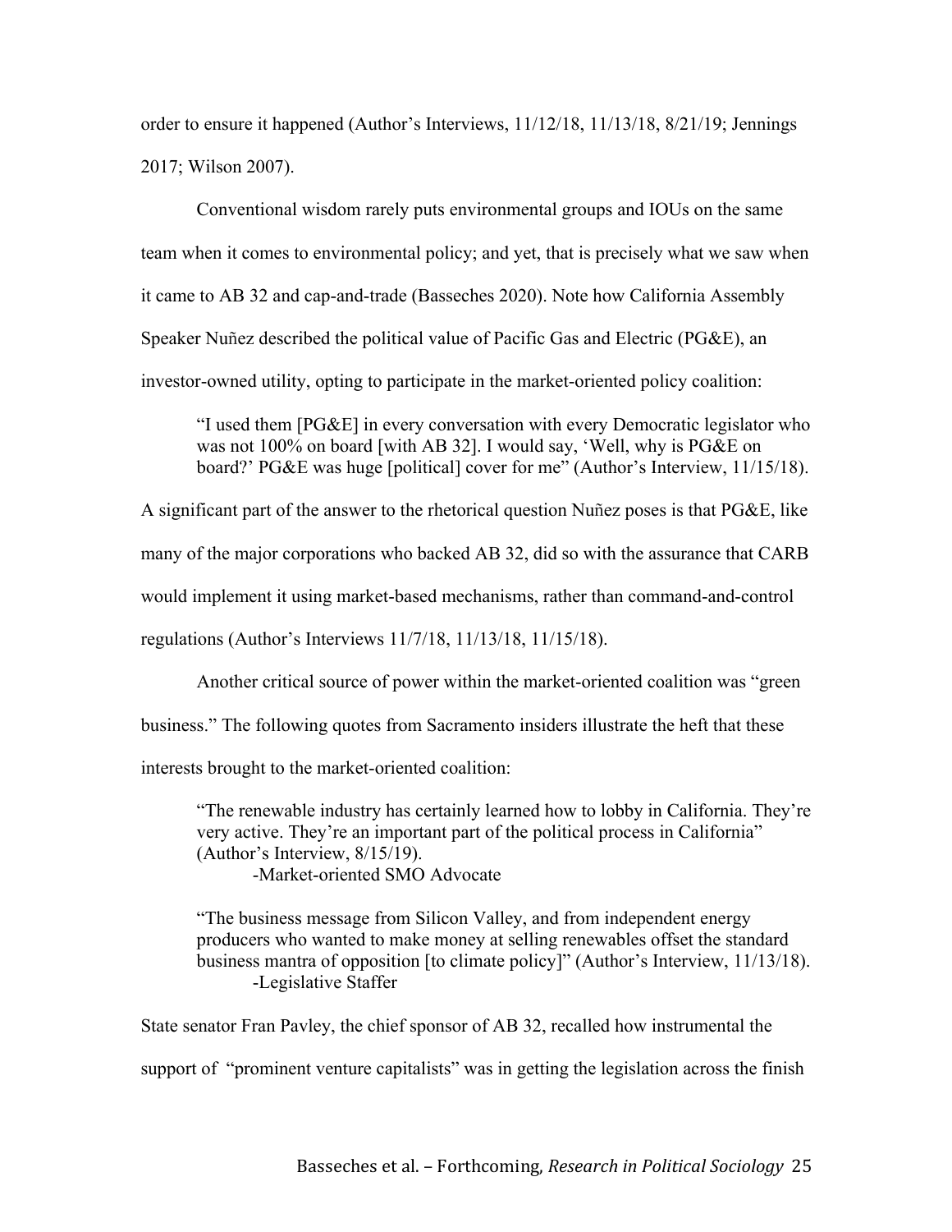order to ensure it happened (Author's Interviews, 11/12/18, 11/13/18, 8/21/19; Jennings 2017; Wilson 2007).

Conventional wisdom rarely puts environmental groups and IOUs on the same team when it comes to environmental policy; and yet, that is precisely what we saw when it came to AB 32 and cap-and-trade (Basseches 2020). Note how California Assembly Speaker Nuñez described the political value of Pacific Gas and Electric (PG&E), an investor-owned utility, opting to participate in the market-oriented policy coalition:

> "I used them [PG&E] in every conversation with every Democratic legislator who was not 100% on board [with AB 32]. I would say, 'Well, why is PG&E on board?' PG&E was huge [political] cover for me" (Author's Interview, 11/15/18).

A significant part of the answer to the rhetorical question Nuñez poses is that PG&E, like many of the major corporations who backed AB 32, did so with the assurance that CARB would implement it using market-based mechanisms, rather than command-and-control regulations (Author's Interviews 11/7/18, 11/13/18, 11/15/18).

Another critical source of power within the market-oriented coalition was "green business." The following quotes from Sacramento insiders illustrate the heft that these interests brought to the market-oriented coalition:

> "The renewable industry has certainly learned how to lobby in California. They're very active. They're an important part of the political process in California" (Author's Interview, 8/15/19).
>
> -Market-oriented SMO Advocate

> "The business message from Silicon Valley, and from independent energy producers who wanted to make money at selling renewables offset the standard business mantra of opposition [to climate policy]" (Author's Interview, 11/13/18).
>
> -Legislative Staffer

State senator Fran Pavley, the chief sponsor of AB 32, recalled how instrumental the support of "prominent venture capitalists" was in getting the legislation across the finish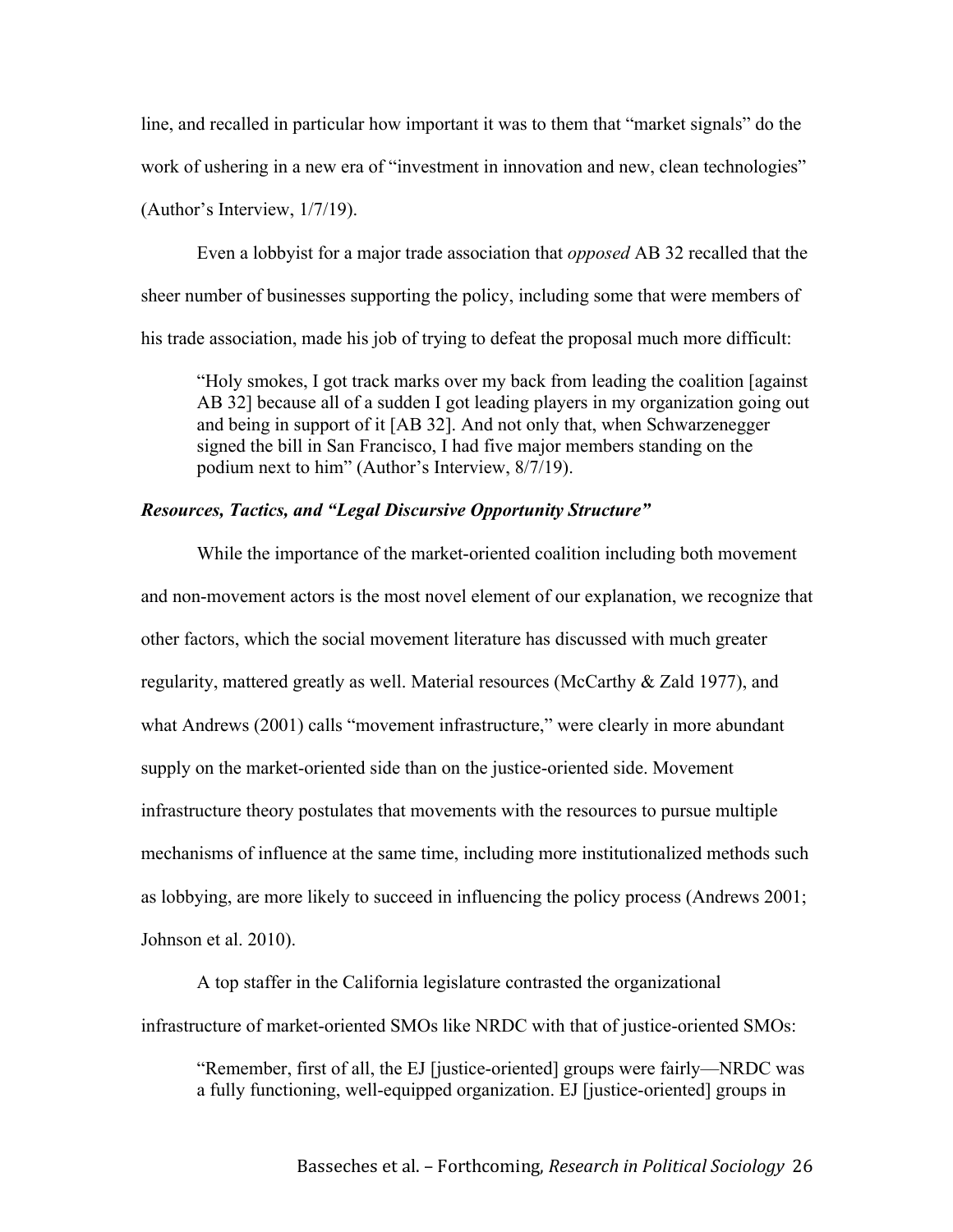line, and recalled in particular how important it was to them that "market signals" do the work of ushering in a new era of "investment in innovation and new, clean technologies" (Author's Interview, 1/7/19).

Even a lobbyist for a major trade association that *opposed* AB 32 recalled that the sheer number of businesses supporting the policy, including some that were members of his trade association, made his job of trying to defeat the proposal much more difficult:

> "Holy smokes, I got track marks over my back from leading the coalition [against AB 32] because all of a sudden I got leading players in my organization going out and being in support of it [AB 32]. And not only that, when Schwarzenegger signed the bill in San Francisco, I had five major members standing on the podium next to him" (Author's Interview, 8/7/19).

### *Resources, Tactics, and "Legal Discursive Opportunity Structure"*

While the importance of the market-oriented coalition including both movement and non-movement actors is the most novel element of our explanation, we recognize that other factors, which the social movement literature has discussed with much greater regularity, mattered greatly as well. Material resources (McCarthy & Zald 1977), and what Andrews (2001) calls "movement infrastructure," were clearly in more abundant supply on the market-oriented side than on the justice-oriented side. Movement infrastructure theory postulates that movements with the resources to pursue multiple mechanisms of influence at the same time, including more institutionalized methods such as lobbying, are more likely to succeed in influencing the policy process (Andrews 2001; Johnson et al. 2010).

A top staffer in the California legislature contrasted the organizational infrastructure of market-oriented SMOs like NRDC with that of justice-oriented SMOs:

> "Remember, first of all, the EJ [justice-oriented] groups were fairly—NRDC was a fully functioning, well-equipped organization. EJ [justice-oriented] groups in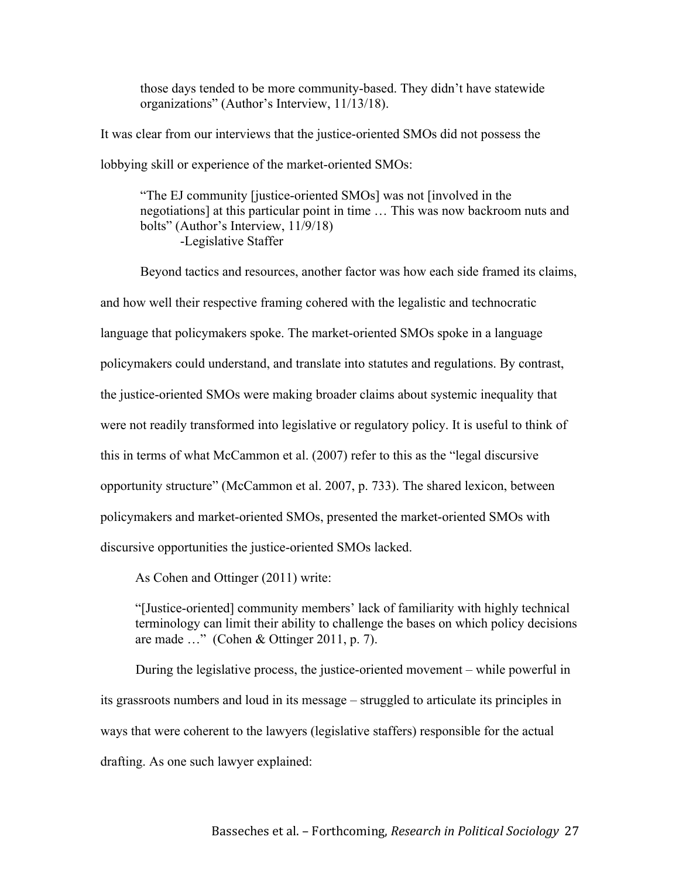> those days tended to be more community-based. They didn't have statewide organizations" (Author's Interview, 11/13/18).

It was clear from our interviews that the justice-oriented SMOs did not possess the lobbying skill or experience of the market-oriented SMOs:

> "The EJ community [justice-oriented SMOs] was not [involved in the negotiations] at this particular point in time … This was now backroom nuts and bolts" (Author's Interview, 11/9/18)
> 
> -Legislative Staffer

Beyond tactics and resources, another factor was how each side framed its claims, and how well their respective framing cohered with the legalistic and technocratic language that policymakers spoke. The market-oriented SMOs spoke in a language policymakers could understand, and translate into statutes and regulations. By contrast, the justice-oriented SMOs were making broader claims about systemic inequality that were not readily transformed into legislative or regulatory policy. It is useful to think of this in terms of what McCammon et al. (2007) refer to this as the "legal discursive opportunity structure" (McCammon et al. 2007, p. 733). The shared lexicon, between policymakers and market-oriented SMOs, presented the market-oriented SMOs with discursive opportunities the justice-oriented SMOs lacked.

As Cohen and Ottinger (2011) write:

> "[Justice-oriented] community members' lack of familiarity with highly technical terminology can limit their ability to challenge the bases on which policy decisions are made …" (Cohen & Ottinger 2011, p. 7).

During the legislative process, the justice-oriented movement – while powerful in its grassroots numbers and loud in its message – struggled to articulate its principles in ways that were coherent to the lawyers (legislative staffers) responsible for the actual drafting. As one such lawyer explained: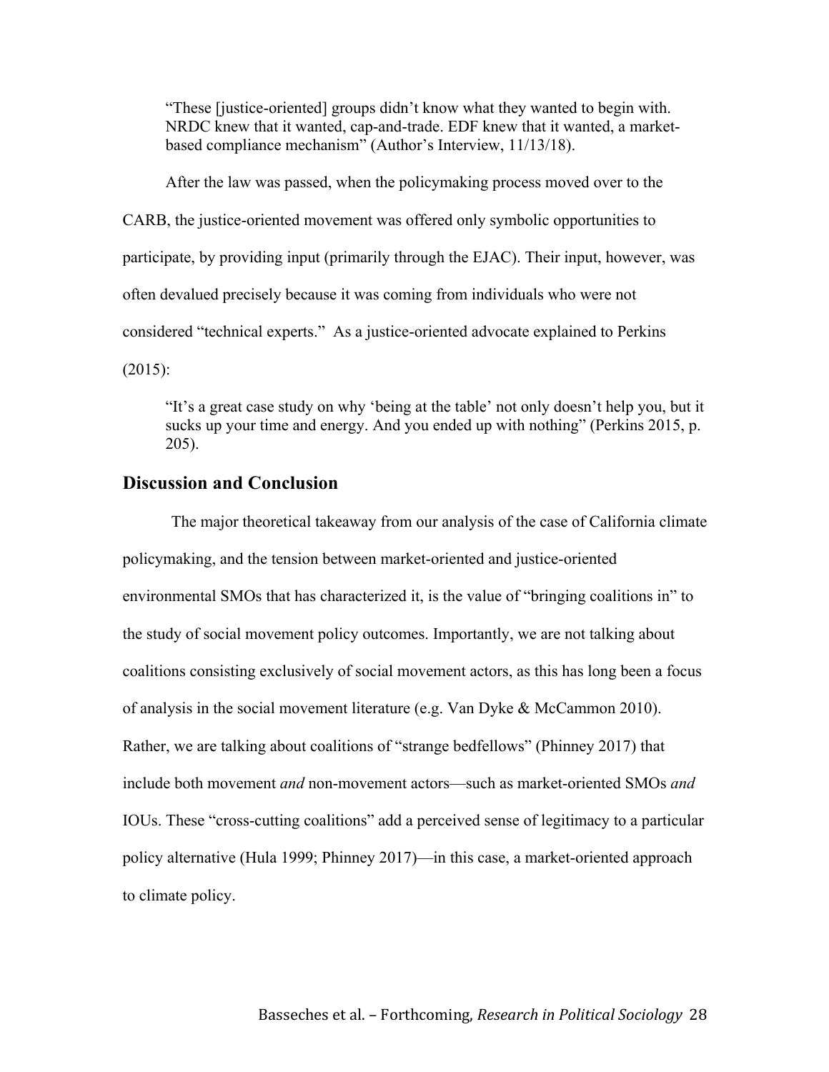> "These [justice-oriented] groups didn't know what they wanted to begin with. NRDC knew that it wanted, cap-and-trade. EDF knew that it wanted, a market-based compliance mechanism" (Author's Interview, 11/13/18).

After the law was passed, when the policymaking process moved over to the CARB, the justice-oriented movement was offered only symbolic opportunities to participate, by providing input (primarily through the EJAC). Their input, however, was often devalued precisely because it was coming from individuals who were not considered "technical experts." As a justice-oriented advocate explained to Perkins (2015):

> "It's a great case study on why 'being at the table' not only doesn't help you, but it sucks up your time and energy. And you ended up with nothing" (Perkins 2015, p. 205).

## Discussion and Conclusion

The major theoretical takeaway from our analysis of the case of California climate policymaking, and the tension between market-oriented and justice-oriented environmental SMOs that has characterized it, is the value of "bringing coalitions in" to the study of social movement policy outcomes. Importantly, we are not talking about coalitions consisting exclusively of social movement actors, as this has long been a focus of analysis in the social movement literature (e.g. Van Dyke & McCammon 2010). Rather, we are talking about coalitions of "strange bedfellows" (Phinney 2017) that include both movement *and* non-movement actors—such as market-oriented SMOs *and* IOUs. These "cross-cutting coalitions" add a perceived sense of legitimacy to a particular policy alternative (Hula 1999; Phinney 2017)—in this case, a market-oriented approach to climate policy.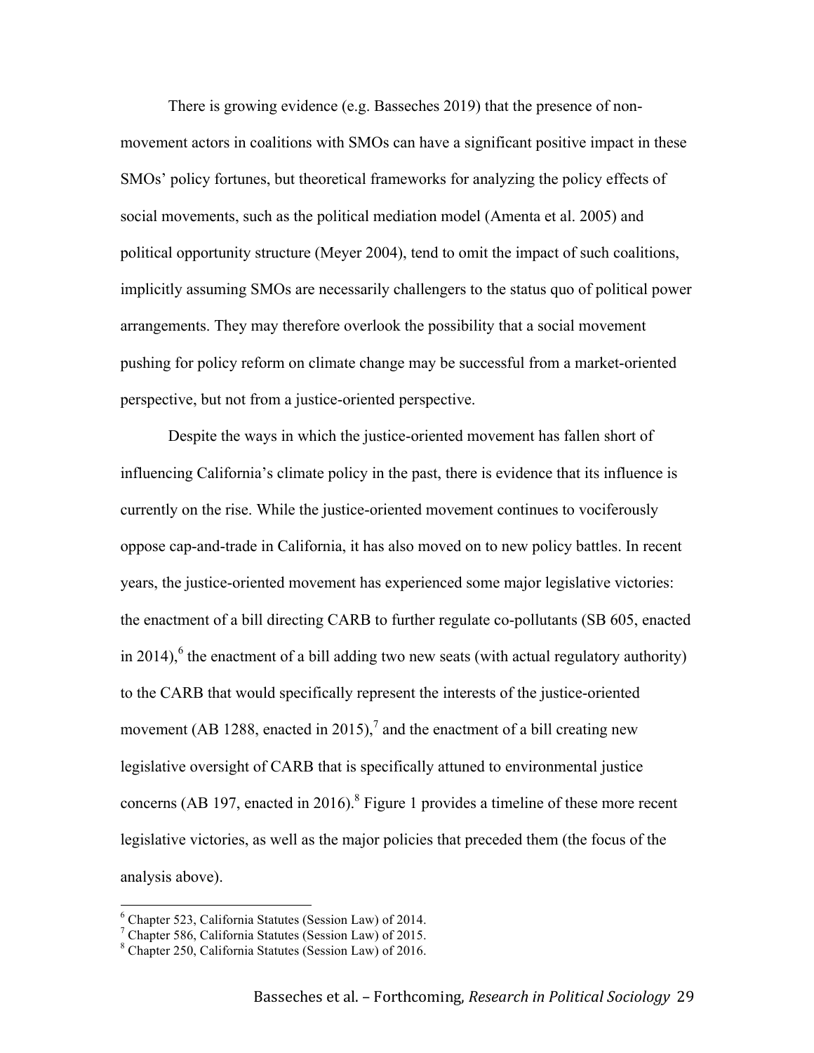There is growing evidence (e.g. Basseches 2019) that the presence of non-movement actors in coalitions with SMOs can have a significant positive impact in these SMOs' policy fortunes, but theoretical frameworks for analyzing the policy effects of social movements, such as the political mediation model (Amenta et al. 2005) and political opportunity structure (Meyer 2004), tend to omit the impact of such coalitions, implicitly assuming SMOs are necessarily challengers to the status quo of political power arrangements. They may therefore overlook the possibility that a social movement pushing for policy reform on climate change may be successful from a market-oriented perspective, but not from a justice-oriented perspective.

Despite the ways in which the justice-oriented movement has fallen short of influencing California's climate policy in the past, there is evidence that its influence is currently on the rise. While the justice-oriented movement continues to vociferously oppose cap-and-trade in California, it has also moved on to new policy battles. In recent years, the justice-oriented movement has experienced some major legislative victories: the enactment of a bill directing CARB to further regulate co-pollutants (SB 605, enacted in 2014),[6] the enactment of a bill adding two new seats (with actual regulatory authority) to the CARB that would specifically represent the interests of the justice-oriented movement (AB 1288, enacted in 2015),[7] and the enactment of a bill creating new legislative oversight of CARB that is specifically attuned to environmental justice concerns (AB 197, enacted in 2016).[8] Figure 1 provides a timeline of these more recent legislative victories, as well as the major policies that preceded them (the focus of the analysis above).

---

[6] Chapter 523, California Statutes (Session Law) of 2014.
[7] Chapter 586, California Statutes (Session Law) of 2015.
[8] Chapter 250, California Statutes (Session Law) of 2016.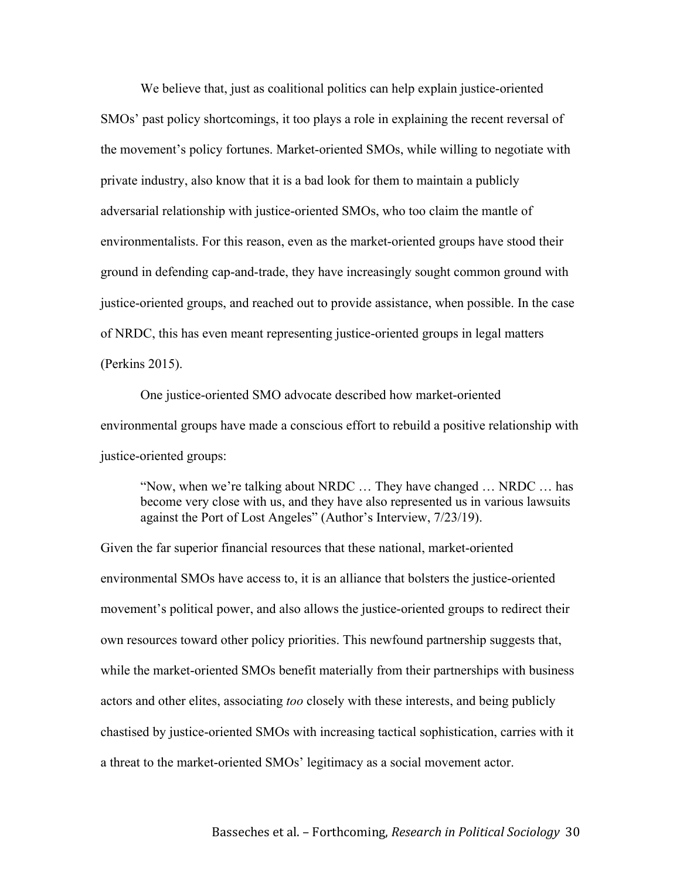We believe that, just as coalitional politics can help explain justice-oriented SMOs' past policy shortcomings, it too plays a role in explaining the recent reversal of the movement's policy fortunes. Market-oriented SMOs, while willing to negotiate with private industry, also know that it is a bad look for them to maintain a publicly adversarial relationship with justice-oriented SMOs, who too claim the mantle of environmentalists. For this reason, even as the market-oriented groups have stood their ground in defending cap-and-trade, they have increasingly sought common ground with justice-oriented groups, and reached out to provide assistance, when possible. In the case of NRDC, this has even meant representing justice-oriented groups in legal matters (Perkins 2015).

One justice-oriented SMO advocate described how market-oriented environmental groups have made a conscious effort to rebuild a positive relationship with justice-oriented groups:

> "Now, when we're talking about NRDC … They have changed … NRDC … has become very close with us, and they have also represented us in various lawsuits against the Port of Lost Angeles" (Author's Interview, 7/23/19).

Given the far superior financial resources that these national, market-oriented environmental SMOs have access to, it is an alliance that bolsters the justice-oriented movement's political power, and also allows the justice-oriented groups to redirect their own resources toward other policy priorities. This newfound partnership suggests that, while the market-oriented SMOs benefit materially from their partnerships with business actors and other elites, associating *too* closely with these interests, and being publicly chastised by justice-oriented SMOs with increasing tactical sophistication, carries with it a threat to the market-oriented SMOs' legitimacy as a social movement actor.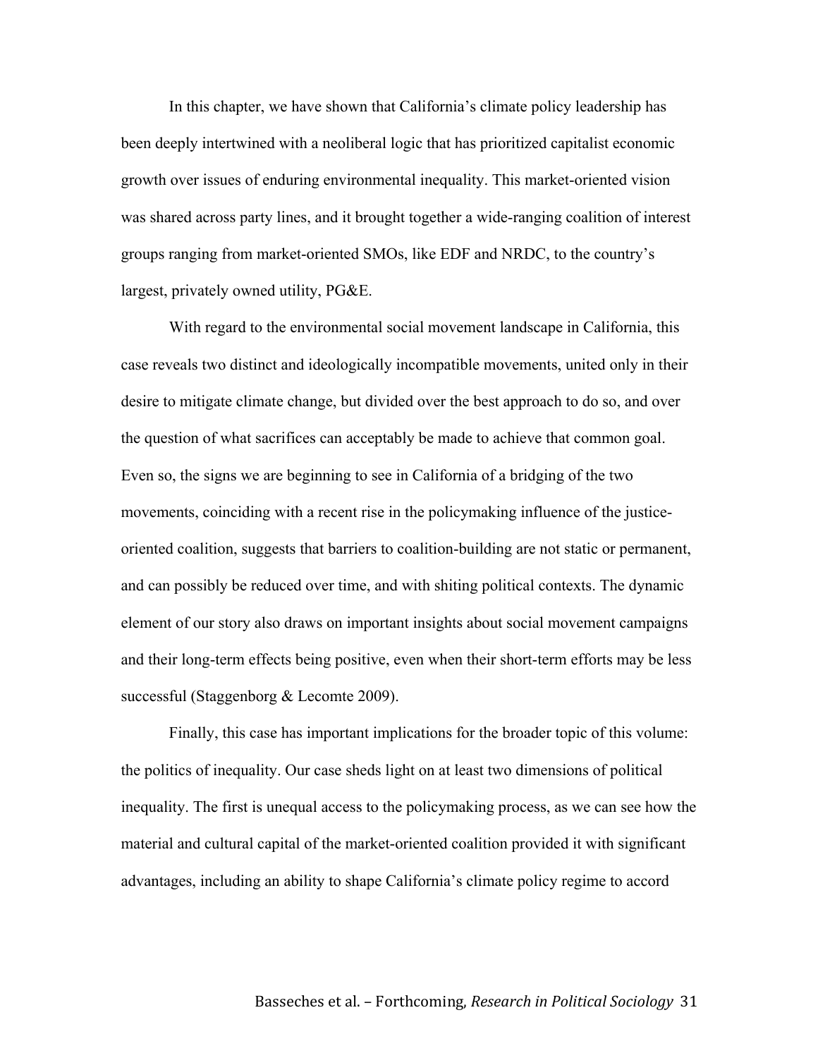In this chapter, we have shown that California's climate policy leadership has been deeply intertwined with a neoliberal logic that has prioritized capitalist economic growth over issues of enduring environmental inequality. This market-oriented vision was shared across party lines, and it brought together a wide-ranging coalition of interest groups ranging from market-oriented SMOs, like EDF and NRDC, to the country's largest, privately owned utility, PG&E.

With regard to the environmental social movement landscape in California, this case reveals two distinct and ideologically incompatible movements, united only in their desire to mitigate climate change, but divided over the best approach to do so, and over the question of what sacrifices can acceptably be made to achieve that common goal. Even so, the signs we are beginning to see in California of a bridging of the two movements, coinciding with a recent rise in the policymaking influence of the justice-oriented coalition, suggests that barriers to coalition-building are not static or permanent, and can possibly be reduced over time, and with shiting political contexts. The dynamic element of our story also draws on important insights about social movement campaigns and their long-term effects being positive, even when their short-term efforts may be less successful (Staggenborg & Lecomte 2009).

Finally, this case has important implications for the broader topic of this volume: the politics of inequality. Our case sheds light on at least two dimensions of political inequality. The first is unequal access to the policymaking process, as we can see how the material and cultural capital of the market-oriented coalition provided it with significant advantages, including an ability to shape California's climate policy regime to accord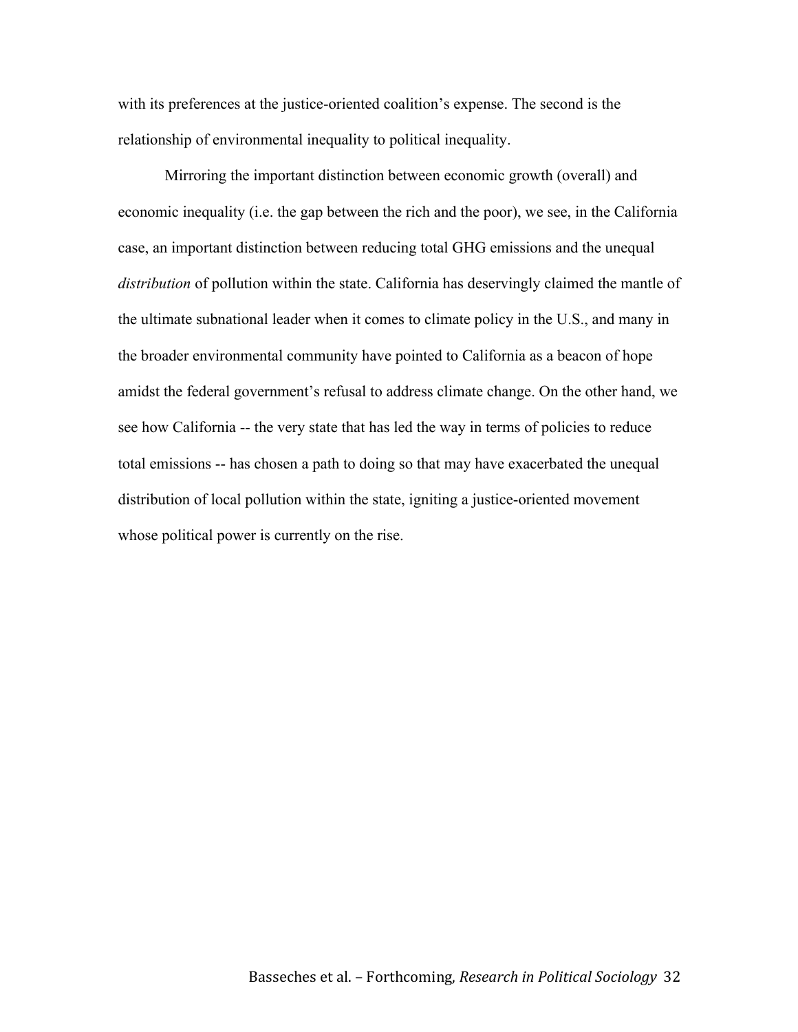with its preferences at the justice-oriented coalition's expense. The second is the relationship of environmental inequality to political inequality.

Mirroring the important distinction between economic growth (overall) and economic inequality (i.e. the gap between the rich and the poor), we see, in the California case, an important distinction between reducing total GHG emissions and the unequal *distribution* of pollution within the state. California has deservingly claimed the mantle of the ultimate subnational leader when it comes to climate policy in the U.S., and many in the broader environmental community have pointed to California as a beacon of hope amidst the federal government's refusal to address climate change. On the other hand, we see how California -- the very state that has led the way in terms of policies to reduce total emissions -- has chosen a path to doing so that may have exacerbated the unequal distribution of local pollution within the state, igniting a justice-oriented movement whose political power is currently on the rise.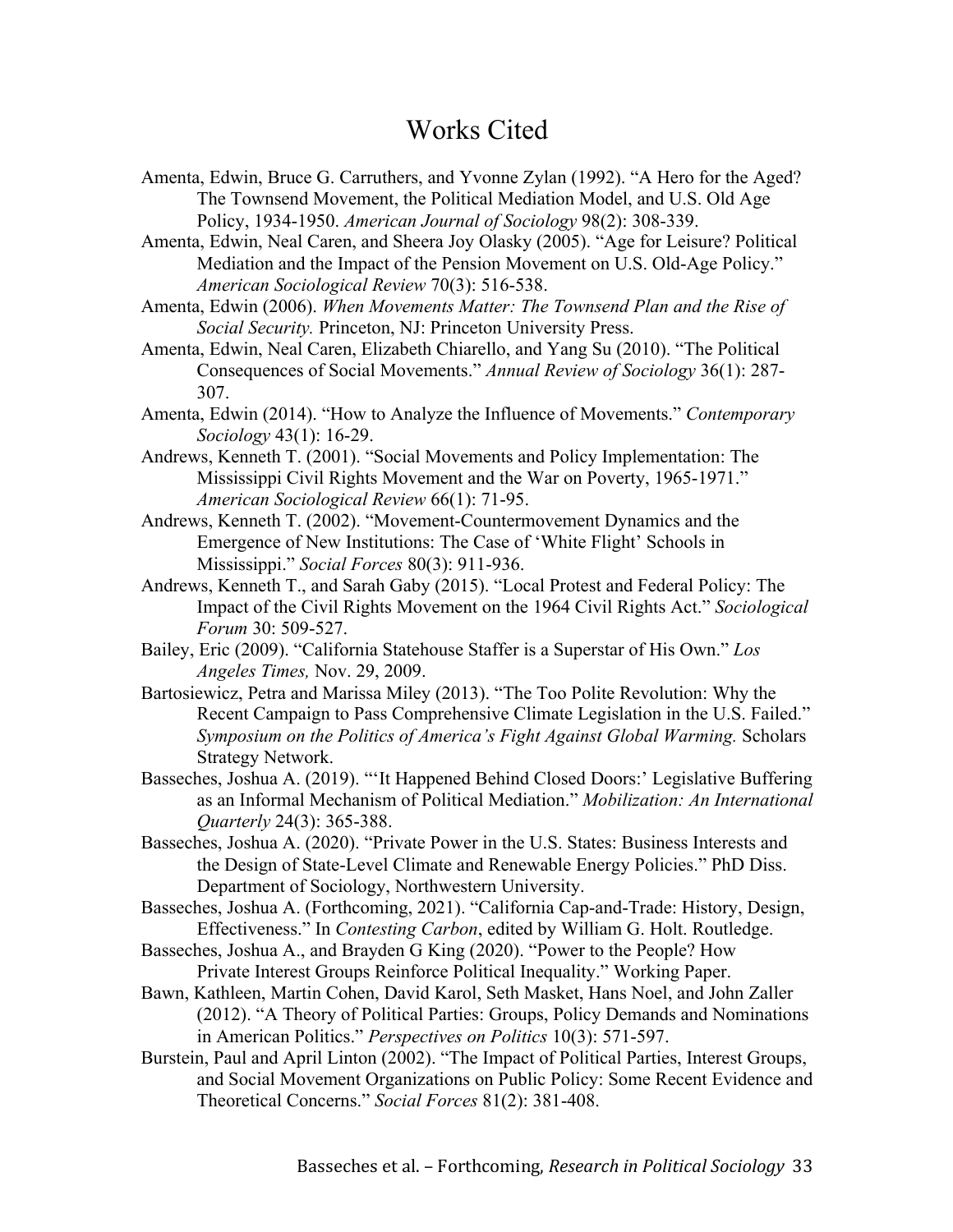# Works Cited

Amenta, Edwin, Bruce G. Carruthers, and Yvonne Zylan (1992). "A Hero for the Aged? The Townsend Movement, the Political Mediation Model, and U.S. Old Age Policy, 1934-1950. *American Journal of Sociology* 98(2): 308-339.

Amenta, Edwin, Neal Caren, and Sheera Joy Olasky (2005). "Age for Leisure? Political Mediation and the Impact of the Pension Movement on U.S. Old-Age Policy." *American Sociological Review* 70(3): 516-538.

Amenta, Edwin (2006). *When Movements Matter: The Townsend Plan and the Rise of Social Security.* Princeton, NJ: Princeton University Press.

Amenta, Edwin, Neal Caren, Elizabeth Chiarello, and Yang Su (2010). "The Political Consequences of Social Movements." *Annual Review of Sociology* 36(1): 287-307.

Amenta, Edwin (2014). "How to Analyze the Influence of Movements." *Contemporary Sociology* 43(1): 16-29.

Andrews, Kenneth T. (2001). "Social Movements and Policy Implementation: The Mississippi Civil Rights Movement and the War on Poverty, 1965-1971." *American Sociological Review* 66(1): 71-95.

Andrews, Kenneth T. (2002). "Movement-Countermovement Dynamics and the Emergence of New Institutions: The Case of 'White Flight' Schools in Mississippi." *Social Forces* 80(3): 911-936.

Andrews, Kenneth T., and Sarah Gaby (2015). "Local Protest and Federal Policy: The Impact of the Civil Rights Movement on the 1964 Civil Rights Act." *Sociological Forum* 30: 509-527.

Bailey, Eric (2009). "California Statehouse Staffer is a Superstar of His Own." *Los Angeles Times,* Nov. 29, 2009.

Bartosiewicz, Petra and Marissa Miley (2013). "The Too Polite Revolution: Why the Recent Campaign to Pass Comprehensive Climate Legislation in the U.S. Failed." *Symposium on the Politics of America's Fight Against Global Warming.* Scholars Strategy Network.

Basseches, Joshua A. (2019). "'It Happened Behind Closed Doors:' Legislative Buffering as an Informal Mechanism of Political Mediation." *Mobilization: An International Quarterly* 24(3): 365-388.

Basseches, Joshua A. (2020). "Private Power in the U.S. States: Business Interests and the Design of State-Level Climate and Renewable Energy Policies." PhD Diss. Department of Sociology, Northwestern University.

Basseches, Joshua A. (Forthcoming, 2021). "California Cap-and-Trade: History, Design, Effectiveness." In *Contesting Carbon*, edited by William G. Holt. Routledge.

Basseches, Joshua A., and Brayden G King (2020). "Power to the People? How Private Interest Groups Reinforce Political Inequality." Working Paper.

Bawn, Kathleen, Martin Cohen, David Karol, Seth Masket, Hans Noel, and John Zaller (2012). "A Theory of Political Parties: Groups, Policy Demands and Nominations in American Politics." *Perspectives on Politics* 10(3): 571-597.

Burstein, Paul and April Linton (2002). "The Impact of Political Parties, Interest Groups, and Social Movement Organizations on Public Policy: Some Recent Evidence and Theoretical Concerns." *Social Forces* 81(2): 381-408.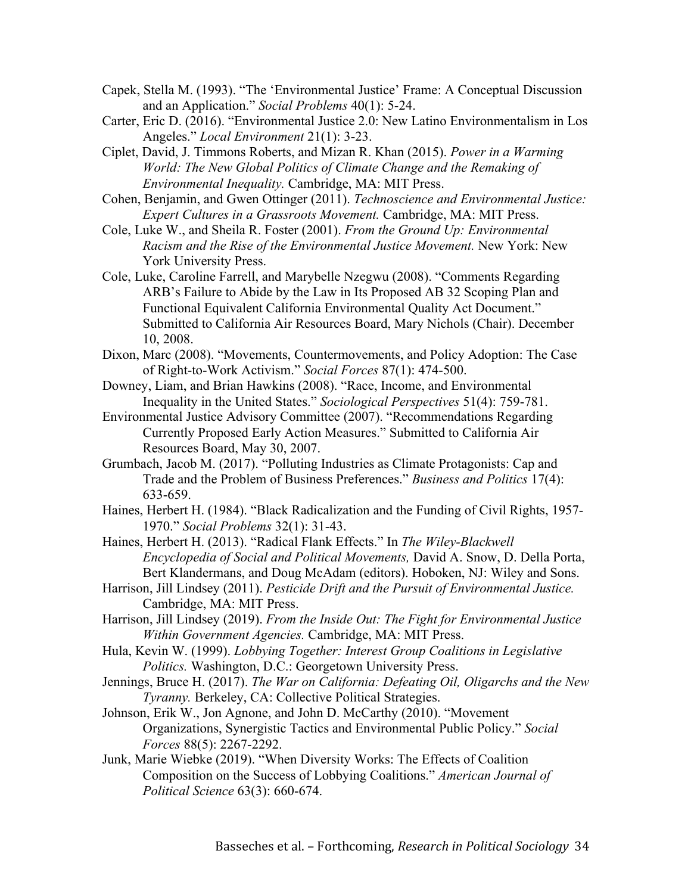Capek, Stella M. (1993). "The 'Environmental Justice' Frame: A Conceptual Discussion and an Application." *Social Problems* 40(1): 5-24.

Carter, Eric D. (2016). "Environmental Justice 2.0: New Latino Environmentalism in Los Angeles." *Local Environment* 21(1): 3-23.

Ciplet, David, J. Timmons Roberts, and Mizan R. Khan (2015). *Power in a Warming World: The New Global Politics of Climate Change and the Remaking of Environmental Inequality.* Cambridge, MA: MIT Press.

Cohen, Benjamin, and Gwen Ottinger (2011). *Technoscience and Environmental Justice: Expert Cultures in a Grassroots Movement.* Cambridge, MA: MIT Press.

Cole, Luke W., and Sheila R. Foster (2001). *From the Ground Up: Environmental Racism and the Rise of the Environmental Justice Movement.* New York: New York University Press.

Cole, Luke, Caroline Farrell, and Marybelle Nzegwu (2008). "Comments Regarding ARB's Failure to Abide by the Law in Its Proposed AB 32 Scoping Plan and Functional Equivalent California Environmental Quality Act Document." Submitted to California Air Resources Board, Mary Nichols (Chair). December 10, 2008.

Dixon, Marc (2008). "Movements, Countermovements, and Policy Adoption: The Case of Right-to-Work Activism." *Social Forces* 87(1): 474-500.

Downey, Liam, and Brian Hawkins (2008). "Race, Income, and Environmental Inequality in the United States." *Sociological Perspectives* 51(4): 759-781.

Environmental Justice Advisory Committee (2007). "Recommendations Regarding Currently Proposed Early Action Measures." Submitted to California Air Resources Board, May 30, 2007.

Grumbach, Jacob M. (2017). "Polluting Industries as Climate Protagonists: Cap and Trade and the Problem of Business Preferences." *Business and Politics* 17(4): 633-659.

Haines, Herbert H. (1984). "Black Radicalization and the Funding of Civil Rights, 1957-1970." *Social Problems* 32(1): 31-43.

Haines, Herbert H. (2013). "Radical Flank Effects." In *The Wiley-Blackwell Encyclopedia of Social and Political Movements,* David A. Snow, D. Della Porta, Bert Klandermans, and Doug McAdam (editors). Hoboken, NJ: Wiley and Sons.

Harrison, Jill Lindsey (2011). *Pesticide Drift and the Pursuit of Environmental Justice.* Cambridge, MA: MIT Press.

Harrison, Jill Lindsey (2019). *From the Inside Out: The Fight for Environmental Justice Within Government Agencies.* Cambridge, MA: MIT Press.

Hula, Kevin W. (1999). *Lobbying Together: Interest Group Coalitions in Legislative Politics.* Washington, D.C.: Georgetown University Press.

Jennings, Bruce H. (2017). *The War on California: Defeating Oil, Oligarchs and the New Tyranny.* Berkeley, CA: Collective Political Strategies.

Johnson, Erik W., Jon Agnone, and John D. McCarthy (2010). "Movement Organizations, Synergistic Tactics and Environmental Public Policy." *Social Forces* 88(5): 2267-2292.

Junk, Marie Wiebke (2019). "When Diversity Works: The Effects of Coalition Composition on the Success of Lobbying Coalitions." *American Journal of Political Science* 63(3): 660-674.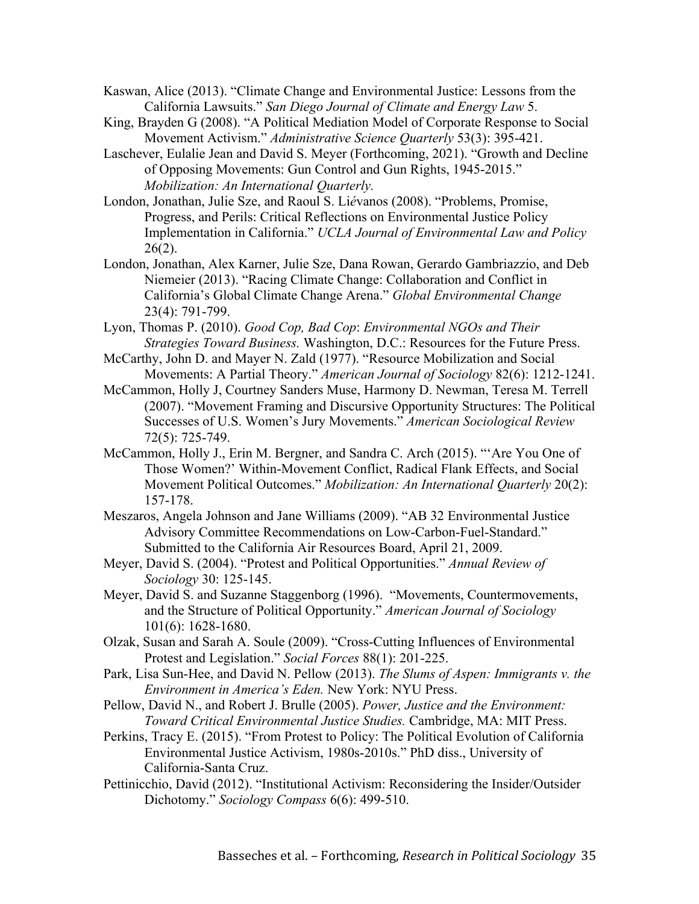Kaswan, Alice (2013). "Climate Change and Environmental Justice: Lessons from the California Lawsuits." *San Diego Journal of Climate and Energy Law* 5.

King, Brayden G (2008). "A Political Mediation Model of Corporate Response to Social Movement Activism." *Administrative Science Quarterly* 53(3): 395-421.

Laschever, Eulalie Jean and David S. Meyer (Forthcoming, 2021). "Growth and Decline of Opposing Movements: Gun Control and Gun Rights, 1945-2015." *Mobilization: An International Quarterly.*

London, Jonathan, Julie Sze, and Raoul S. Liévanos (2008). "Problems, Promise, Progress, and Perils: Critical Reflections on Environmental Justice Policy Implementation in California." *UCLA Journal of Environmental Law and Policy* 26(2).

London, Jonathan, Alex Karner, Julie Sze, Dana Rowan, Gerardo Gambriazzio, and Deb Niemeier (2013). "Racing Climate Change: Collaboration and Conflict in California's Global Climate Change Arena." *Global Environmental Change* 23(4): 791-799.

Lyon, Thomas P. (2010). *Good Cop, Bad Cop*: *Environmental NGOs and Their Strategies Toward Business.* Washington, D.C.: Resources for the Future Press.

McCarthy, John D. and Mayer N. Zald (1977). "Resource Mobilization and Social Movements: A Partial Theory." *American Journal of Sociology* 82(6): 1212-1241.

McCammon, Holly J, Courtney Sanders Muse, Harmony D. Newman, Teresa M. Terrell (2007). "Movement Framing and Discursive Opportunity Structures: The Political Successes of U.S. Women's Jury Movements." *American Sociological Review* 72(5): 725-749.

McCammon, Holly J., Erin M. Bergner, and Sandra C. Arch (2015). "'Are You One of Those Women?' Within-Movement Conflict, Radical Flank Effects, and Social Movement Political Outcomes." *Mobilization: An International Quarterly* 20(2): 157-178.

Meszaros, Angela Johnson and Jane Williams (2009). "AB 32 Environmental Justice Advisory Committee Recommendations on Low-Carbon-Fuel-Standard." Submitted to the California Air Resources Board, April 21, 2009.

Meyer, David S. (2004). "Protest and Political Opportunities." *Annual Review of Sociology* 30: 125-145.

Meyer, David S. and Suzanne Staggenborg (1996). "Movements, Countermovements, and the Structure of Political Opportunity." *American Journal of Sociology* 101(6): 1628-1680.

Olzak, Susan and Sarah A. Soule (2009). "Cross-Cutting Influences of Environmental Protest and Legislation." *Social Forces* 88(1): 201-225.

Park, Lisa Sun-Hee, and David N. Pellow (2013). *The Slums of Aspen: Immigrants v. the Environment in America's Eden.* New York: NYU Press.

Pellow, David N., and Robert J. Brulle (2005). *Power, Justice and the Environment: Toward Critical Environmental Justice Studies.* Cambridge, MA: MIT Press.

Perkins, Tracy E. (2015). "From Protest to Policy: The Political Evolution of California Environmental Justice Activism, 1980s-2010s." PhD diss., University of California-Santa Cruz.

Pettinicchio, David (2012). "Institutional Activism: Reconsidering the Insider/Outsider Dichotomy." *Sociology Compass* 6(6): 499-510.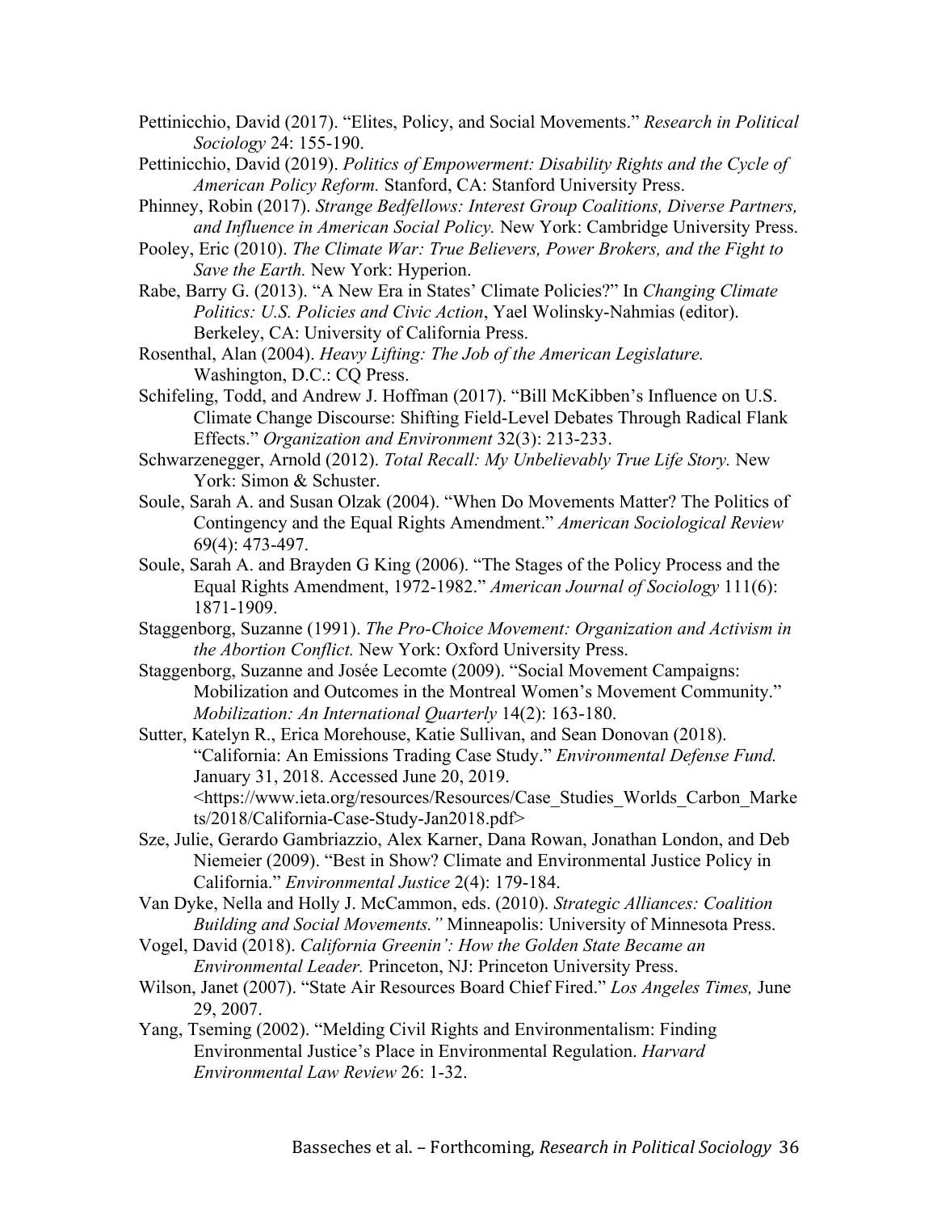Pettinicchio, David (2017). "Elites, Policy, and Social Movements." *Research in Political Sociology* 24: 155-190.

Pettinicchio, David (2019). *Politics of Empowerment: Disability Rights and the Cycle of American Policy Reform.* Stanford, CA: Stanford University Press.

Phinney, Robin (2017). *Strange Bedfellows: Interest Group Coalitions, Diverse Partners, and Influence in American Social Policy.* New York: Cambridge University Press.

Pooley, Eric (2010). *The Climate War: True Believers, Power Brokers, and the Fight to Save the Earth.* New York: Hyperion.

Rabe, Barry G. (2013). "A New Era in States' Climate Policies?" In *Changing Climate Politics: U.S. Policies and Civic Action*, Yael Wolinsky-Nahmias (editor). Berkeley, CA: University of California Press.

Rosenthal, Alan (2004). *Heavy Lifting: The Job of the American Legislature.* Washington, D.C.: CQ Press.

Schifeling, Todd, and Andrew J. Hoffman (2017). "Bill McKibben's Influence on U.S. Climate Change Discourse: Shifting Field-Level Debates Through Radical Flank Effects." *Organization and Environment* 32(3): 213-233.

Schwarzenegger, Arnold (2012). *Total Recall: My Unbelievably True Life Story.* New York: Simon & Schuster.

Soule, Sarah A. and Susan Olzak (2004). "When Do Movements Matter? The Politics of Contingency and the Equal Rights Amendment." *American Sociological Review* 69(4): 473-497.

Soule, Sarah A. and Brayden G King (2006). "The Stages of the Policy Process and the Equal Rights Amendment, 1972-1982." *American Journal of Sociology* 111(6): 1871-1909.

Staggenborg, Suzanne (1991). *The Pro-Choice Movement: Organization and Activism in the Abortion Conflict.* New York: Oxford University Press.

Staggenborg, Suzanne and Josée Lecomte (2009). "Social Movement Campaigns: Mobilization and Outcomes in the Montreal Women's Movement Community." *Mobilization: An International Quarterly* 14(2): 163-180.

Sutter, Katelyn R., Erica Morehouse, Katie Sullivan, and Sean Donovan (2018). "California: An Emissions Trading Case Study." *Environmental Defense Fund.* January 31, 2018. Accessed June 20, 2019. <https://www.ieta.org/resources/Resources/Case_Studies_Worlds_Carbon_Markets/2018/California-Case-Study-Jan2018.pdf>

Sze, Julie, Gerardo Gambriazzio, Alex Karner, Dana Rowan, Jonathan London, and Deb Niemeier (2009). "Best in Show? Climate and Environmental Justice Policy in California." *Environmental Justice* 2(4): 179-184.

Van Dyke, Nella and Holly J. McCammon, eds. (2010). *Strategic Alliances: Coalition Building and Social Movements."* Minneapolis: University of Minnesota Press.

Vogel, David (2018). *California Greenin': How the Golden State Became an Environmental Leader.* Princeton, NJ: Princeton University Press.

Wilson, Janet (2007). "State Air Resources Board Chief Fired." *Los Angeles Times,* June 29, 2007.

Yang, Tseming (2002). "Melding Civil Rights and Environmentalism: Finding Environmental Justice's Place in Environmental Regulation. *Harvard Environmental Law Review* 26: 1-32.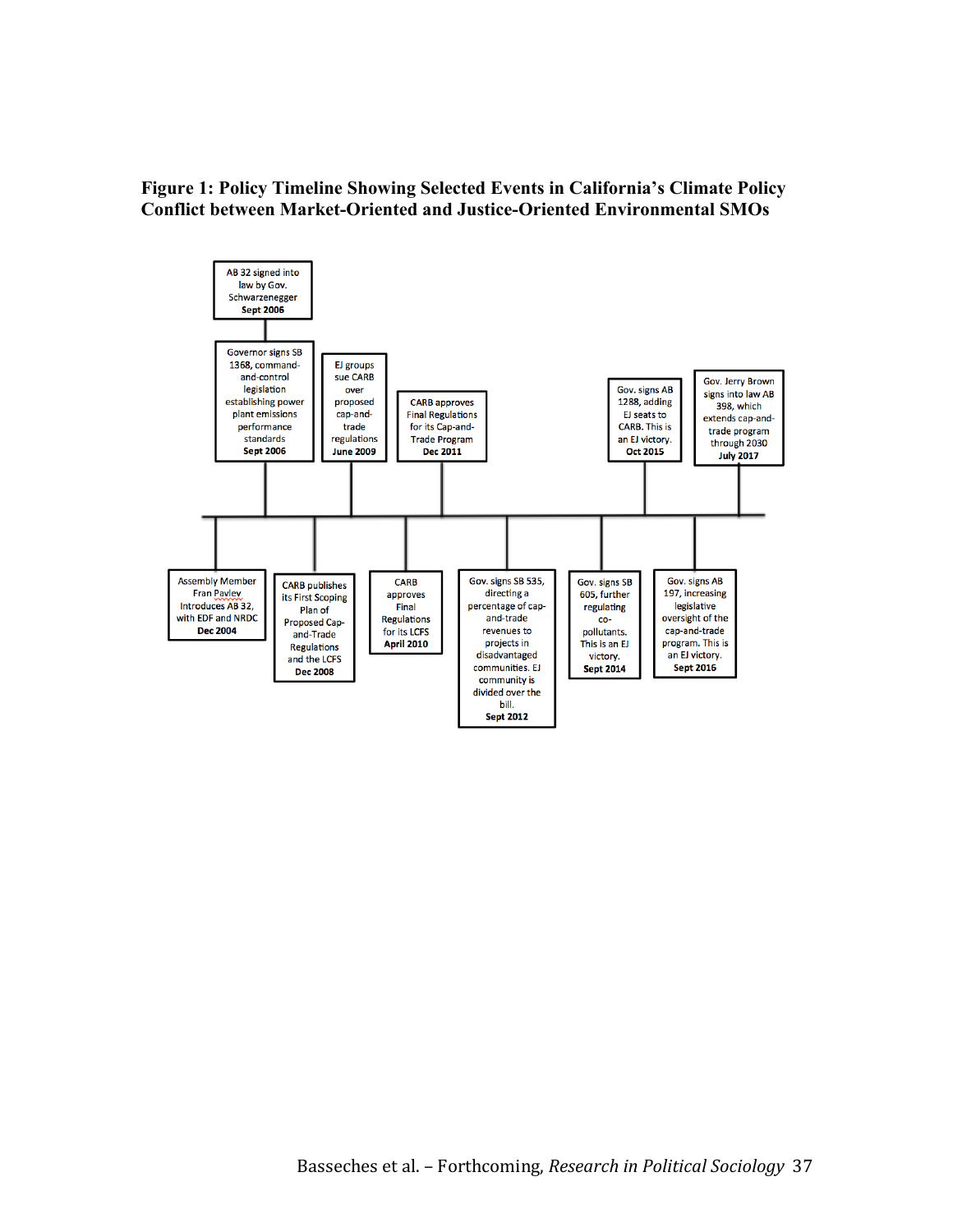**Figure 1: Policy Timeline Showing Selected Events in California's Climate Policy Conflict between Market-Oriented and Justice-Oriented Environmental SMOs**

AB 32 signed into law by Gov. Schwarzenegger
**Sept 2006**

Governor signs SB 1368, command-and-control legislation establishing power plant emissions performance standards
**Sept 2006**

EJ groups sue CARB over proposed cap-and-trade regulations
**June 2009**

CARB approves Final Regulations for its Cap-and-Trade Program
**Dec 2011**

Gov. signs AB 1288, adding EJ seats to CARB. This is an EJ victory.
**Oct 2015**

Gov. Jerry Brown signs into law AB 398, which extends cap-and-trade program through 2030
**July 2017**

Assembly Member Fran Pavley Introduces AB 32, with EDF and NRDC
**Dec 2004**

CARB publishes its First Scoping Plan of Proposed Cap-and-Trade Regulations and the LCFS
**Dec 2008**

CARB approves Final Regulations for its LCFS
**April 2010**

Gov. signs SB 535, directing a percentage of cap-and-trade revenues to projects in disadvantaged communities. EJ community is divided over the bill.
**Sept 2012**

Gov. signs SB 605, further regulating co-pollutants. This is an EJ victory.
**Sept 2014**

Gov. signs AB 197, increasing legislative oversight of the cap-and-trade program. This is an EJ victory.
**Sept 2016**